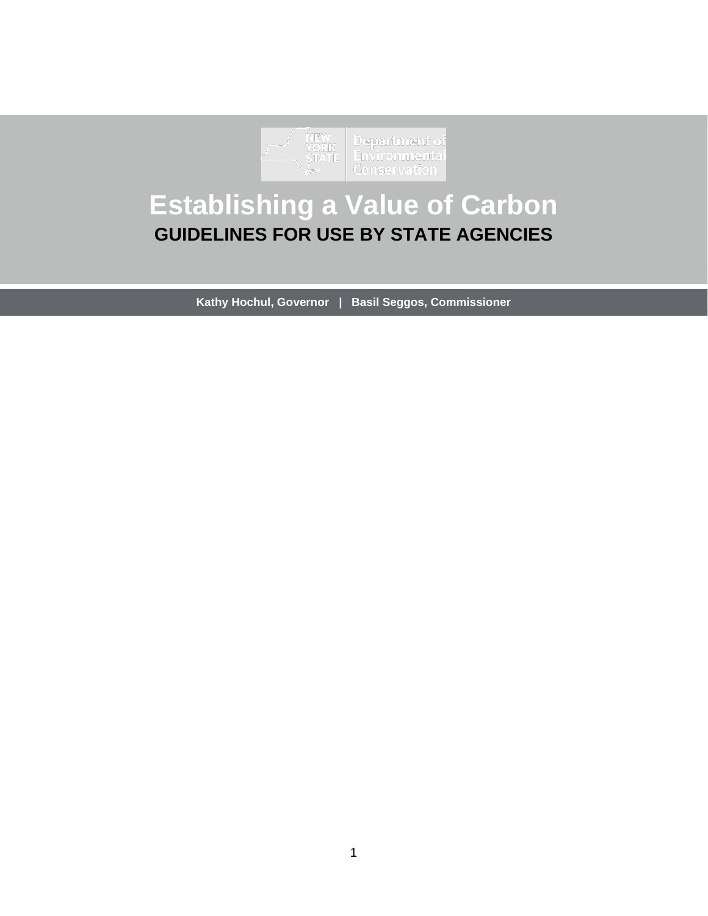NEW YORK STATE | Department of Environmental Conservation

# Establishing a Value of Carbon

## GUIDELINES FOR USE BY STATE AGENCIES

**Kathy Hochul, Governor | Basil Seggos, Commissioner**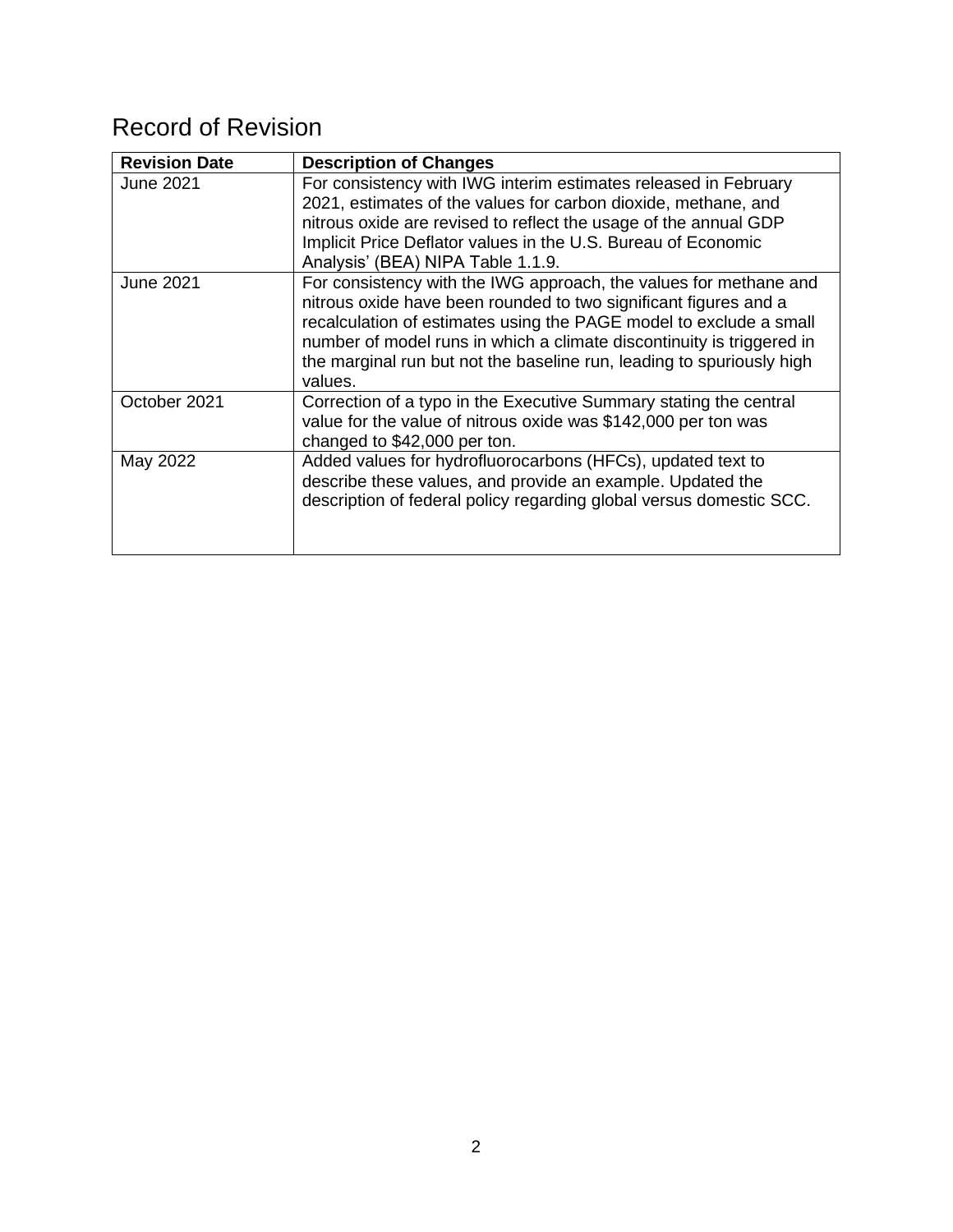# Record of Revision

| Revision Date | Description of Changes |
| --- | --- |
| June 2021 | For consistency with IWG interim estimates released in February 2021, estimates of the values for carbon dioxide, methane, and nitrous oxide are revised to reflect the usage of the annual GDP Implicit Price Deflator values in the U.S. Bureau of Economic Analysis' (BEA) NIPA Table 1.1.9. |
| June 2021 | For consistency with the IWG approach, the values for methane and nitrous oxide have been rounded to two significant figures and a recalculation of estimates using the PAGE model to exclude a small number of model runs in which a climate discontinuity is triggered in the marginal run but not the baseline run, leading to spuriously high values. |
| October 2021 | Correction of a typo in the Executive Summary stating the central value for the value of nitrous oxide was $142,000 per ton was changed to $42,000 per ton. |
| May 2022 | Added values for hydrofluorocarbons (HFCs), updated text to describe these values, and provide an example. Updated the description of federal policy regarding global versus domestic SCC. |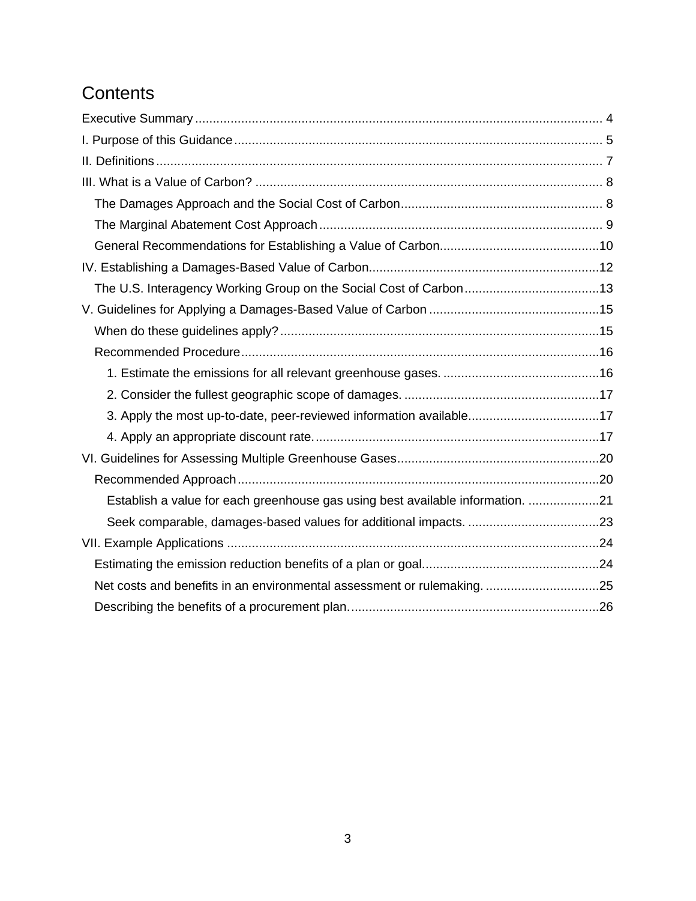# Contents

Executive Summary .................................................................................................................. 4

I. Purpose of this Guidance ....................................................................................................... 5

II. Definitions ............................................................................................................................ 7

III. What is a Value of Carbon? ................................................................................................. 8

- The Damages Approach and the Social Cost of Carbon ......................................................... 8
- The Marginal Abatement Cost Approach ................................................................................ 9
- General Recommendations for Establishing a Value of Carbon............................................. 10

IV. Establishing a Damages-Based Value of Carbon................................................................. 12

- The U.S. Interagency Working Group on the Social Cost of Carbon ...................................... 13

V. Guidelines for Applying a Damages-Based Value of Carbon ................................................ 15

- When do these guidelines apply? .......................................................................................... 15
- Recommended Procedure ..................................................................................................... 16
  - 1. Estimate the emissions for all relevant greenhouse gases. ............................................ 16
  - 2. Consider the fullest geographic scope of damages. ....................................................... 17
  - 3. Apply the most up-to-date, peer-reviewed information available..................................... 17
  - 4. Apply an appropriate discount rate. ................................................................................ 17

VI. Guidelines for Assessing Multiple Greenhouse Gases ......................................................... 20

- Recommended Approach ...................................................................................................... 20
  - Establish a value for each greenhouse gas using best available information. .................... 21
  - Seek comparable, damages-based values for additional impacts. ..................................... 23

VII. Example Applications ......................................................................................................... 24

- Estimating the emission reduction benefits of a plan or goal.................................................. 24
- Net costs and benefits in an environmental assessment or rulemaking. ................................ 25
- Describing the benefits of a procurement plan. ....................................................................... 26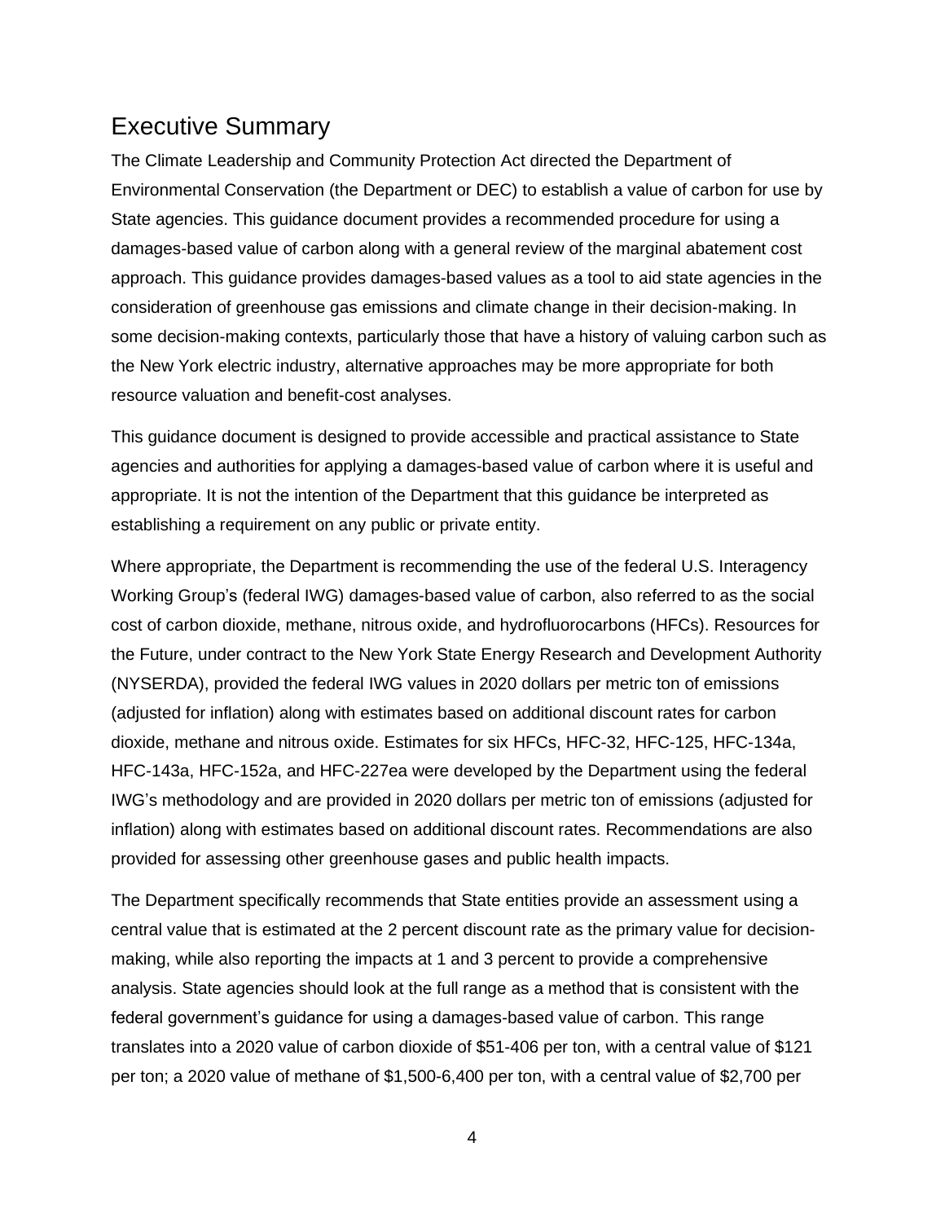## Executive Summary

The Climate Leadership and Community Protection Act directed the Department of Environmental Conservation (the Department or DEC) to establish a value of carbon for use by State agencies. This guidance document provides a recommended procedure for using a damages-based value of carbon along with a general review of the marginal abatement cost approach. This guidance provides damages-based values as a tool to aid state agencies in the consideration of greenhouse gas emissions and climate change in their decision-making. In some decision-making contexts, particularly those that have a history of valuing carbon such as the New York electric industry, alternative approaches may be more appropriate for both resource valuation and benefit-cost analyses.

This guidance document is designed to provide accessible and practical assistance to State agencies and authorities for applying a damages-based value of carbon where it is useful and appropriate. It is not the intention of the Department that this guidance be interpreted as establishing a requirement on any public or private entity.

Where appropriate, the Department is recommending the use of the federal U.S. Interagency Working Group's (federal IWG) damages-based value of carbon, also referred to as the social cost of carbon dioxide, methane, nitrous oxide, and hydrofluorocarbons (HFCs). Resources for the Future, under contract to the New York State Energy Research and Development Authority (NYSERDA), provided the federal IWG values in 2020 dollars per metric ton of emissions (adjusted for inflation) along with estimates based on additional discount rates for carbon dioxide, methane and nitrous oxide. Estimates for six HFCs, HFC-32, HFC-125, HFC-134a, HFC-143a, HFC-152a, and HFC-227ea were developed by the Department using the federal IWG's methodology and are provided in 2020 dollars per metric ton of emissions (adjusted for inflation) along with estimates based on additional discount rates. Recommendations are also provided for assessing other greenhouse gases and public health impacts.

The Department specifically recommends that State entities provide an assessment using a central value that is estimated at the 2 percent discount rate as the primary value for decision-making, while also reporting the impacts at 1 and 3 percent to provide a comprehensive analysis. State agencies should look at the full range as a method that is consistent with the federal government's guidance for using a damages-based value of carbon. This range translates into a 2020 value of carbon dioxide of $51-406 per ton, with a central value of $121 per ton; a 2020 value of methane of $1,500-6,400 per ton, with a central value of $2,700 per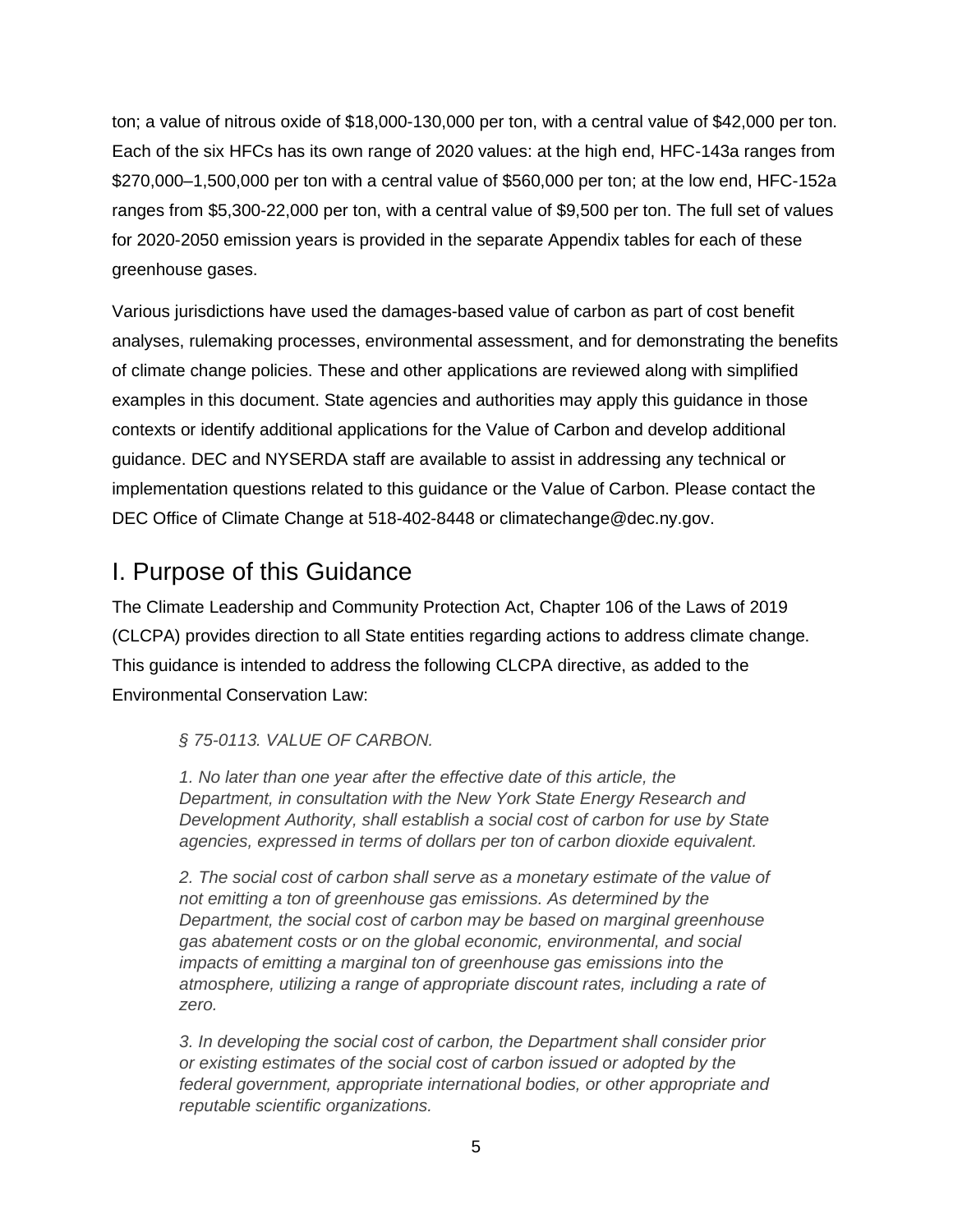ton; a value of nitrous oxide of $18,000-130,000 per ton, with a central value of $42,000 per ton. Each of the six HFCs has its own range of 2020 values: at the high end, HFC-143a ranges from $270,000–1,500,000 per ton with a central value of $560,000 per ton; at the low end, HFC-152a ranges from $5,300-22,000 per ton, with a central value of $9,500 per ton. The full set of values for 2020-2050 emission years is provided in the separate Appendix tables for each of these greenhouse gases.

Various jurisdictions have used the damages-based value of carbon as part of cost benefit analyses, rulemaking processes, environmental assessment, and for demonstrating the benefits of climate change policies. These and other applications are reviewed along with simplified examples in this document. State agencies and authorities may apply this guidance in those contexts or identify additional applications for the Value of Carbon and develop additional guidance. DEC and NYSERDA staff are available to assist in addressing any technical or implementation questions related to this guidance or the Value of Carbon. Please contact the DEC Office of Climate Change at 518-402-8448 or climatechange@dec.ny.gov.

# I. Purpose of this Guidance

The Climate Leadership and Community Protection Act, Chapter 106 of the Laws of 2019 (CLCPA) provides direction to all State entities regarding actions to address climate change. This guidance is intended to address the following CLCPA directive, as added to the Environmental Conservation Law:

> *§ 75-0113. VALUE OF CARBON.*
>
> *1. No later than one year after the effective date of this article, the Department, in consultation with the New York State Energy Research and Development Authority, shall establish a social cost of carbon for use by State agencies, expressed in terms of dollars per ton of carbon dioxide equivalent.*
>
> *2. The social cost of carbon shall serve as a monetary estimate of the value of not emitting a ton of greenhouse gas emissions. As determined by the Department, the social cost of carbon may be based on marginal greenhouse gas abatement costs or on the global economic, environmental, and social impacts of emitting a marginal ton of greenhouse gas emissions into the atmosphere, utilizing a range of appropriate discount rates, including a rate of zero.*
>
> *3. In developing the social cost of carbon, the Department shall consider prior or existing estimates of the social cost of carbon issued or adopted by the federal government, appropriate international bodies, or other appropriate and reputable scientific organizations.*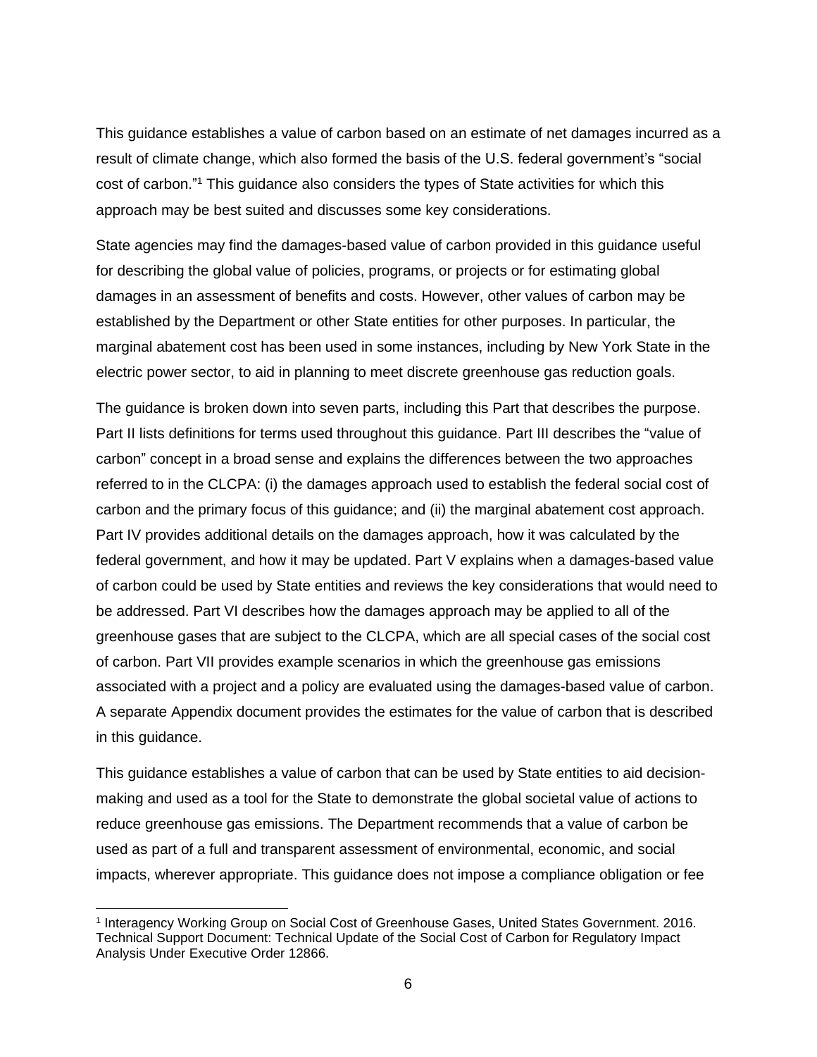This guidance establishes a value of carbon based on an estimate of net damages incurred as a result of climate change, which also formed the basis of the U.S. federal government's "social cost of carbon."[1] This guidance also considers the types of State activities for which this approach may be best suited and discusses some key considerations.

State agencies may find the damages-based value of carbon provided in this guidance useful for describing the global value of policies, programs, or projects or for estimating global damages in an assessment of benefits and costs. However, other values of carbon may be established by the Department or other State entities for other purposes. In particular, the marginal abatement cost has been used in some instances, including by New York State in the electric power sector, to aid in planning to meet discrete greenhouse gas reduction goals.

The guidance is broken down into seven parts, including this Part that describes the purpose. Part II lists definitions for terms used throughout this guidance. Part III describes the "value of carbon" concept in a broad sense and explains the differences between the two approaches referred to in the CLCPA: (i) the damages approach used to establish the federal social cost of carbon and the primary focus of this guidance; and (ii) the marginal abatement cost approach. Part IV provides additional details on the damages approach, how it was calculated by the federal government, and how it may be updated. Part V explains when a damages-based value of carbon could be used by State entities and reviews the key considerations that would need to be addressed. Part VI describes how the damages approach may be applied to all of the greenhouse gases that are subject to the CLCPA, which are all special cases of the social cost of carbon. Part VII provides example scenarios in which the greenhouse gas emissions associated with a project and a policy are evaluated using the damages-based value of carbon. A separate Appendix document provides the estimates for the value of carbon that is described in this guidance.

This guidance establishes a value of carbon that can be used by State entities to aid decision-making and used as a tool for the State to demonstrate the global societal value of actions to reduce greenhouse gas emissions. The Department recommends that a value of carbon be used as part of a full and transparent assessment of environmental, economic, and social impacts, wherever appropriate. This guidance does not impose a compliance obligation or fee

[1] Interagency Working Group on Social Cost of Greenhouse Gases, United States Government. 2016. Technical Support Document: Technical Update of the Social Cost of Carbon for Regulatory Impact Analysis Under Executive Order 12866.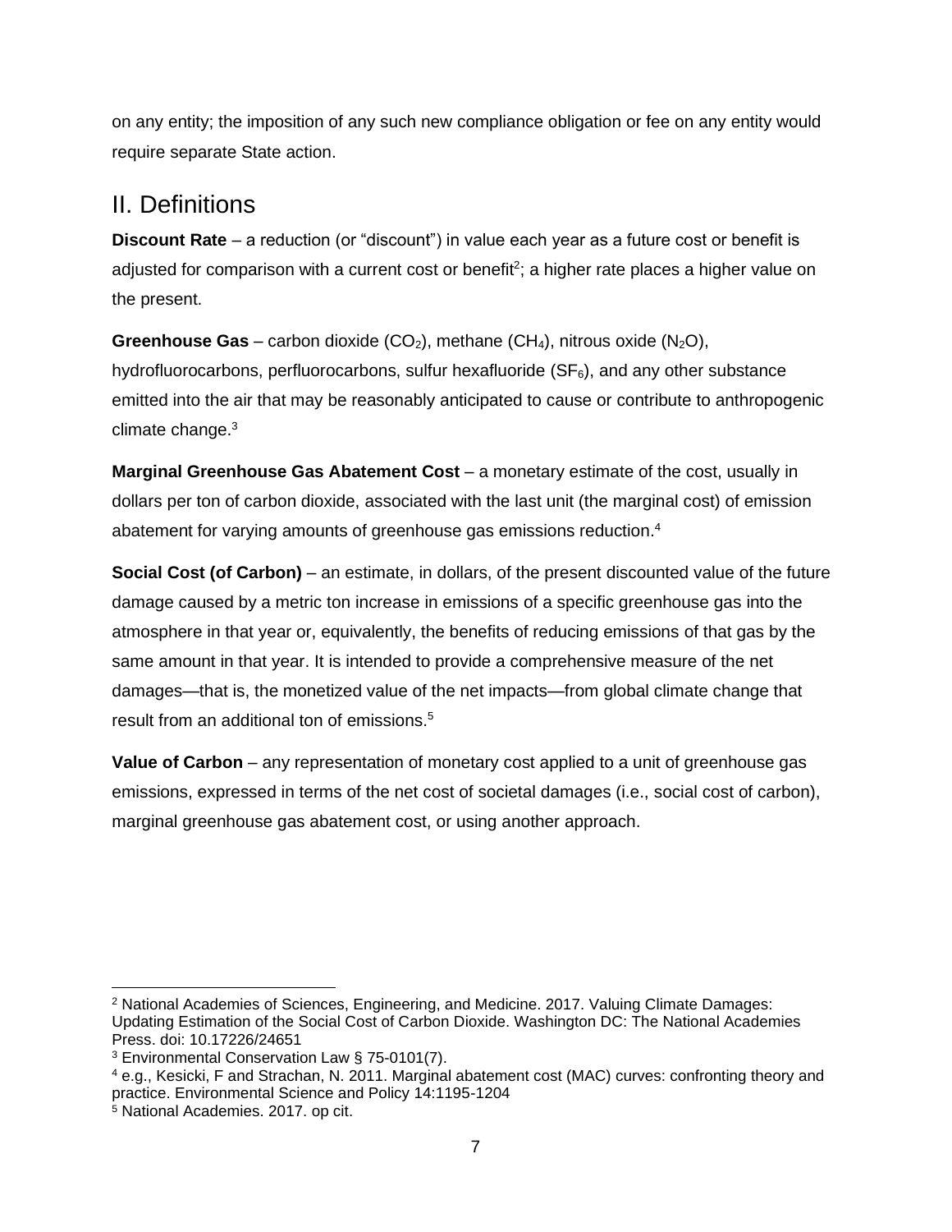on any entity; the imposition of any such new compliance obligation or fee on any entity would require separate State action.

## II. Definitions

**Discount Rate** – a reduction (or "discount") in value each year as a future cost or benefit is adjusted for comparison with a current cost or benefit[2]; a higher rate places a higher value on the present.

**Greenhouse Gas** – carbon dioxide ($CO_2$), methane ($CH_4$), nitrous oxide ($N_2O$), hydrofluorocarbons, perfluorocarbons, sulfur hexafluoride ($SF_6$), and any other substance emitted into the air that may be reasonably anticipated to cause or contribute to anthropogenic climate change.[3]

**Marginal Greenhouse Gas Abatement Cost** – a monetary estimate of the cost, usually in dollars per ton of carbon dioxide, associated with the last unit (the marginal cost) of emission abatement for varying amounts of greenhouse gas emissions reduction.[4]

**Social Cost (of Carbon)** – an estimate, in dollars, of the present discounted value of the future damage caused by a metric ton increase in emissions of a specific greenhouse gas into the atmosphere in that year or, equivalently, the benefits of reducing emissions of that gas by the same amount in that year. It is intended to provide a comprehensive measure of the net damages—that is, the monetized value of the net impacts—from global climate change that result from an additional ton of emissions.[5]

**Value of Carbon** – any representation of monetary cost applied to a unit of greenhouse gas emissions, expressed in terms of the net cost of societal damages (i.e., social cost of carbon), marginal greenhouse gas abatement cost, or using another approach.

---

[2] National Academies of Sciences, Engineering, and Medicine. 2017. Valuing Climate Damages: Updating Estimation of the Social Cost of Carbon Dioxide. Washington DC: The National Academies Press. doi: 10.17226/24651

[3] Environmental Conservation Law § 75-0101(7).

[4] e.g., Kesicki, F and Strachan, N. 2011. Marginal abatement cost (MAC) curves: confronting theory and practice. Environmental Science and Policy 14:1195-1204

[5] National Academies. 2017. op cit.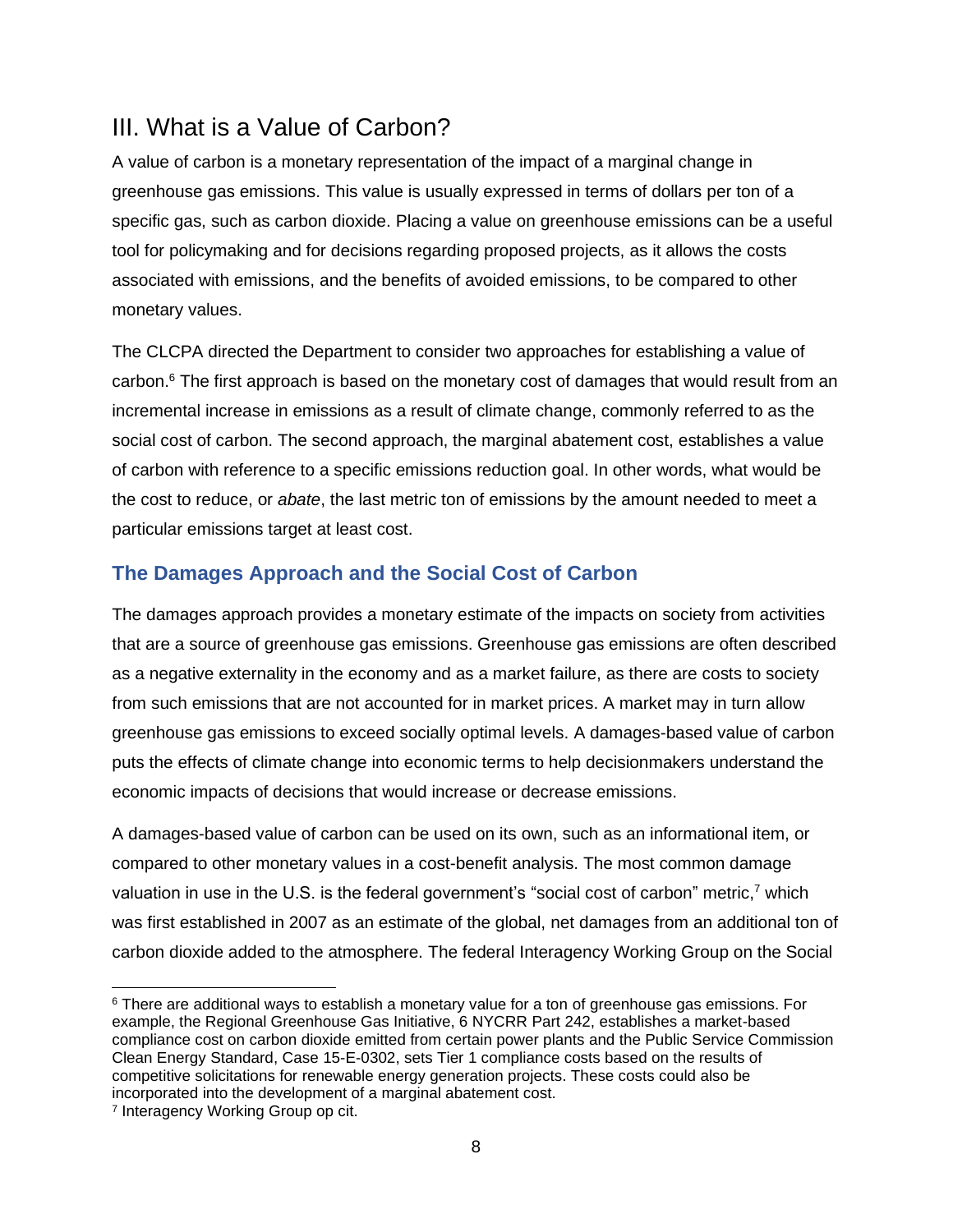## III. What is a Value of Carbon?

A value of carbon is a monetary representation of the impact of a marginal change in greenhouse gas emissions. This value is usually expressed in terms of dollars per ton of a specific gas, such as carbon dioxide. Placing a value on greenhouse emissions can be a useful tool for policymaking and for decisions regarding proposed projects, as it allows the costs associated with emissions, and the benefits of avoided emissions, to be compared to other monetary values.

The CLCPA directed the Department to consider two approaches for establishing a value of carbon.[6] The first approach is based on the monetary cost of damages that would result from an incremental increase in emissions as a result of climate change, commonly referred to as the social cost of carbon. The second approach, the marginal abatement cost, establishes a value of carbon with reference to a specific emissions reduction goal. In other words, what would be the cost to reduce, or *abate*, the last metric ton of emissions by the amount needed to meet a particular emissions target at least cost.

### The Damages Approach and the Social Cost of Carbon

The damages approach provides a monetary estimate of the impacts on society from activities that are a source of greenhouse gas emissions. Greenhouse gas emissions are often described as a negative externality in the economy and as a market failure, as there are costs to society from such emissions that are not accounted for in market prices. A market may in turn allow greenhouse gas emissions to exceed socially optimal levels. A damages-based value of carbon puts the effects of climate change into economic terms to help decisionmakers understand the economic impacts of decisions that would increase or decrease emissions.

A damages-based value of carbon can be used on its own, such as an informational item, or compared to other monetary values in a cost-benefit analysis. The most common damage valuation in use in the U.S. is the federal government's "social cost of carbon" metric,[7] which was first established in 2007 as an estimate of the global, net damages from an additional ton of carbon dioxide added to the atmosphere. The federal Interagency Working Group on the Social

[6] There are additional ways to establish a monetary value for a ton of greenhouse gas emissions. For example, the Regional Greenhouse Gas Initiative, 6 NYCRR Part 242, establishes a market-based compliance cost on carbon dioxide emitted from certain power plants and the Public Service Commission Clean Energy Standard, Case 15-E-0302, sets Tier 1 compliance costs based on the results of competitive solicitations for renewable energy generation projects. These costs could also be incorporated into the development of a marginal abatement cost.

[7] Interagency Working Group op cit.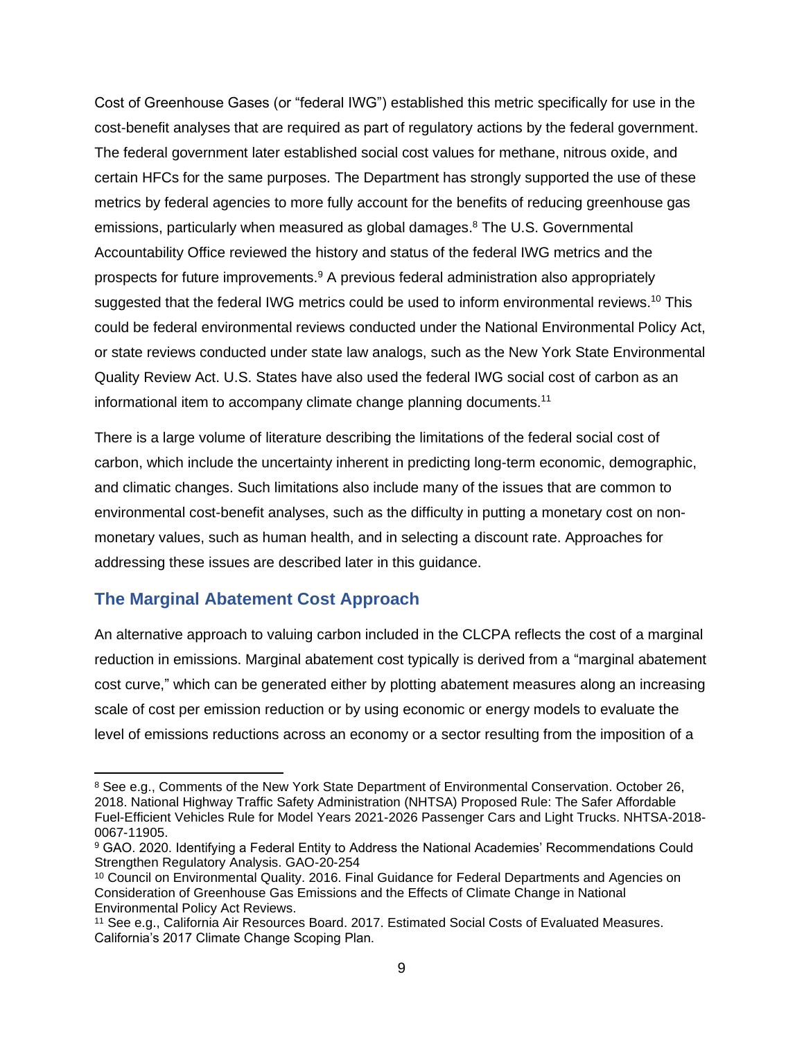Cost of Greenhouse Gases (or "federal IWG") established this metric specifically for use in the cost-benefit analyses that are required as part of regulatory actions by the federal government. The federal government later established social cost values for methane, nitrous oxide, and certain HFCs for the same purposes. The Department has strongly supported the use of these metrics by federal agencies to more fully account for the benefits of reducing greenhouse gas emissions, particularly when measured as global damages.[8] The U.S. Governmental Accountability Office reviewed the history and status of the federal IWG metrics and the prospects for future improvements.[9] A previous federal administration also appropriately suggested that the federal IWG metrics could be used to inform environmental reviews.[10] This could be federal environmental reviews conducted under the National Environmental Policy Act, or state reviews conducted under state law analogs, such as the New York State Environmental Quality Review Act. U.S. States have also used the federal IWG social cost of carbon as an informational item to accompany climate change planning documents.[11]

There is a large volume of literature describing the limitations of the federal social cost of carbon, which include the uncertainty inherent in predicting long-term economic, demographic, and climatic changes. Such limitations also include many of the issues that are common to environmental cost-benefit analyses, such as the difficulty in putting a monetary cost on non-monetary values, such as human health, and in selecting a discount rate. Approaches for addressing these issues are described later in this guidance.

## The Marginal Abatement Cost Approach

An alternative approach to valuing carbon included in the CLCPA reflects the cost of a marginal reduction in emissions. Marginal abatement cost typically is derived from a "marginal abatement cost curve," which can be generated either by plotting abatement measures along an increasing scale of cost per emission reduction or by using economic or energy models to evaluate the level of emissions reductions across an economy or a sector resulting from the imposition of a

---

[8] See e.g., Comments of the New York State Department of Environmental Conservation. October 26, 2018. National Highway Traffic Safety Administration (NHTSA) Proposed Rule: The Safer Affordable Fuel-Efficient Vehicles Rule for Model Years 2021-2026 Passenger Cars and Light Trucks. NHTSA-2018-0067-11905.

[9] GAO. 2020. Identifying a Federal Entity to Address the National Academies' Recommendations Could Strengthen Regulatory Analysis. GAO-20-254

[10] Council on Environmental Quality. 2016. Final Guidance for Federal Departments and Agencies on Consideration of Greenhouse Gas Emissions and the Effects of Climate Change in National Environmental Policy Act Reviews.

[11] See e.g., California Air Resources Board. 2017. Estimated Social Costs of Evaluated Measures. California's 2017 Climate Change Scoping Plan.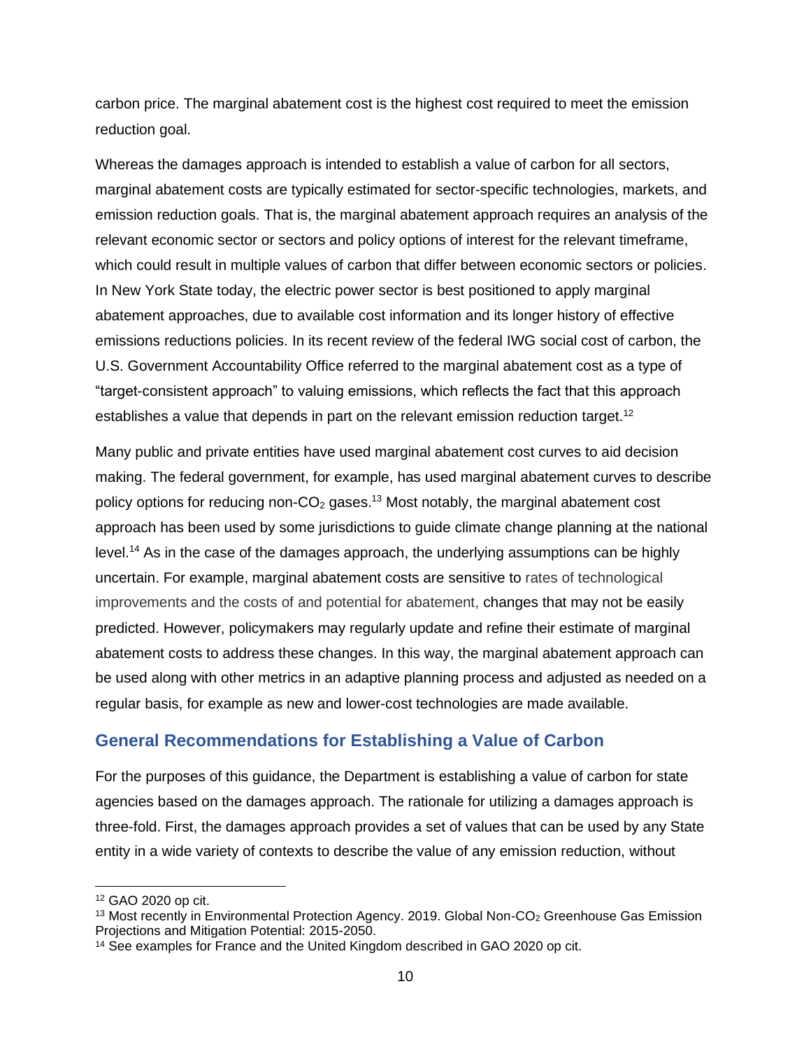carbon price. The marginal abatement cost is the highest cost required to meet the emission reduction goal.

Whereas the damages approach is intended to establish a value of carbon for all sectors, marginal abatement costs are typically estimated for sector-specific technologies, markets, and emission reduction goals. That is, the marginal abatement approach requires an analysis of the relevant economic sector or sectors and policy options of interest for the relevant timeframe, which could result in multiple values of carbon that differ between economic sectors or policies. In New York State today, the electric power sector is best positioned to apply marginal abatement approaches, due to available cost information and its longer history of effective emissions reductions policies. In its recent review of the federal IWG social cost of carbon, the U.S. Government Accountability Office referred to the marginal abatement cost as a type of "target-consistent approach" to valuing emissions, which reflects the fact that this approach establishes a value that depends in part on the relevant emission reduction target.[12]

Many public and private entities have used marginal abatement cost curves to aid decision making. The federal government, for example, has used marginal abatement curves to describe policy options for reducing non-$CO_2$ gases.[13] Most notably, the marginal abatement cost approach has been used by some jurisdictions to guide climate change planning at the national level.[14] As in the case of the damages approach, the underlying assumptions can be highly uncertain. For example, marginal abatement costs are sensitive to rates of technological improvements and the costs of and potential for abatement, changes that may not be easily predicted. However, policymakers may regularly update and refine their estimate of marginal abatement costs to address these changes. In this way, the marginal abatement approach can be used along with other metrics in an adaptive planning process and adjusted as needed on a regular basis, for example as new and lower-cost technologies are made available.

## General Recommendations for Establishing a Value of Carbon

For the purposes of this guidance, the Department is establishing a value of carbon for state agencies based on the damages approach. The rationale for utilizing a damages approach is three-fold. First, the damages approach provides a set of values that can be used by any State entity in a wide variety of contexts to describe the value of any emission reduction, without

---

[12] GAO 2020 op cit.

[13] Most recently in Environmental Protection Agency. 2019. Global Non-$CO_2$ Greenhouse Gas Emission Projections and Mitigation Potential: 2015-2050.

[14] See examples for France and the United Kingdom described in GAO 2020 op cit.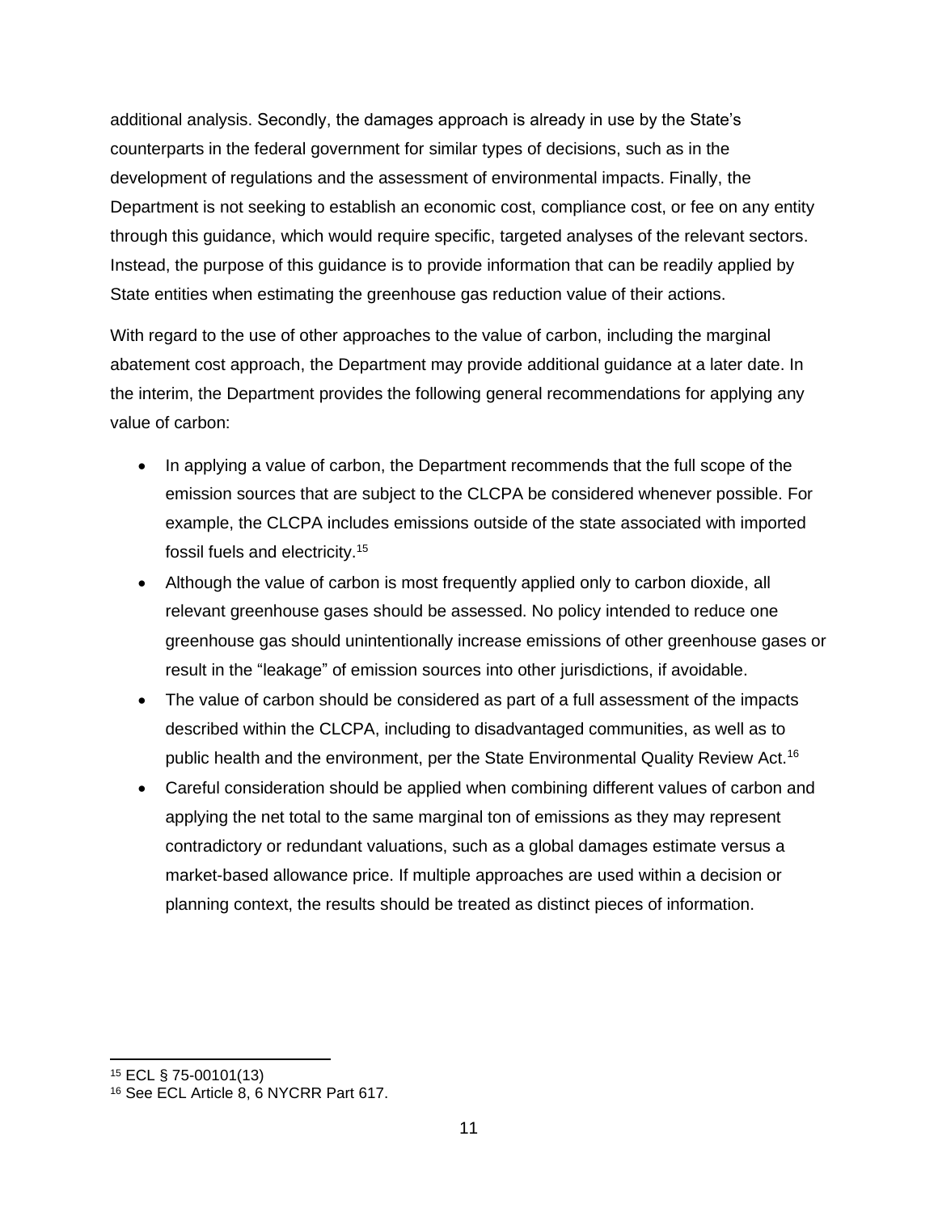additional analysis. Secondly, the damages approach is already in use by the State's counterparts in the federal government for similar types of decisions, such as in the development of regulations and the assessment of environmental impacts. Finally, the Department is not seeking to establish an economic cost, compliance cost, or fee on any entity through this guidance, which would require specific, targeted analyses of the relevant sectors. Instead, the purpose of this guidance is to provide information that can be readily applied by State entities when estimating the greenhouse gas reduction value of their actions.

With regard to the use of other approaches to the value of carbon, including the marginal abatement cost approach, the Department may provide additional guidance at a later date. In the interim, the Department provides the following general recommendations for applying any value of carbon:

- In applying a value of carbon, the Department recommends that the full scope of the emission sources that are subject to the CLCPA be considered whenever possible. For example, the CLCPA includes emissions outside of the state associated with imported fossil fuels and electricity.[15]
- Although the value of carbon is most frequently applied only to carbon dioxide, all relevant greenhouse gases should be assessed. No policy intended to reduce one greenhouse gas should unintentionally increase emissions of other greenhouse gases or result in the "leakage" of emission sources into other jurisdictions, if avoidable.
- The value of carbon should be considered as part of a full assessment of the impacts described within the CLCPA, including to disadvantaged communities, as well as to public health and the environment, per the State Environmental Quality Review Act.[16]
- Careful consideration should be applied when combining different values of carbon and applying the net total to the same marginal ton of emissions as they may represent contradictory or redundant valuations, such as a global damages estimate versus a market-based allowance price. If multiple approaches are used within a decision or planning context, the results should be treated as distinct pieces of information.

[15] ECL § 75-00101(13)

[16] See ECL Article 8, 6 NYCRR Part 617.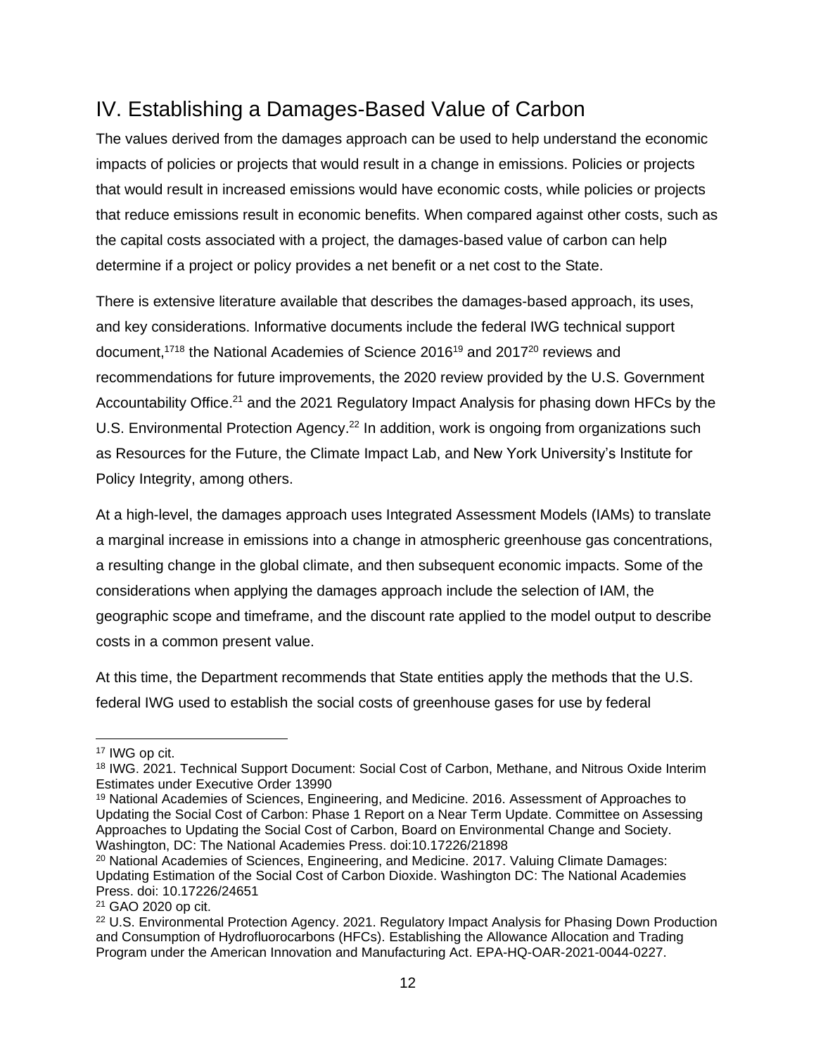## IV. Establishing a Damages-Based Value of Carbon

The values derived from the damages approach can be used to help understand the economic impacts of policies or projects that would result in a change in emissions. Policies or projects that would result in increased emissions would have economic costs, while policies or projects that reduce emissions result in economic benefits. When compared against other costs, such as the capital costs associated with a project, the damages-based value of carbon can help determine if a project or policy provides a net benefit or a net cost to the State.

There is extensive literature available that describes the damages-based approach, its uses, and key considerations. Informative documents include the federal IWG technical support document,[17][18] the National Academies of Science 2016[19] and 2017[20] reviews and recommendations for future improvements, the 2020 review provided by the U.S. Government Accountability Office.[21] and the 2021 Regulatory Impact Analysis for phasing down HFCs by the U.S. Environmental Protection Agency.[22] In addition, work is ongoing from organizations such as Resources for the Future, the Climate Impact Lab, and New York University's Institute for Policy Integrity, among others.

At a high-level, the damages approach uses Integrated Assessment Models (IAMs) to translate a marginal increase in emissions into a change in atmospheric greenhouse gas concentrations, a resulting change in the global climate, and then subsequent economic impacts. Some of the considerations when applying the damages approach include the selection of IAM, the geographic scope and timeframe, and the discount rate applied to the model output to describe costs in a common present value.

At this time, the Department recommends that State entities apply the methods that the U.S. federal IWG used to establish the social costs of greenhouse gases for use by federal

---

[17] IWG op cit.

[18] IWG. 2021. Technical Support Document: Social Cost of Carbon, Methane, and Nitrous Oxide Interim Estimates under Executive Order 13990

[19] National Academies of Sciences, Engineering, and Medicine. 2016. Assessment of Approaches to Updating the Social Cost of Carbon: Phase 1 Report on a Near Term Update. Committee on Assessing Approaches to Updating the Social Cost of Carbon, Board on Environmental Change and Society. Washington, DC: The National Academies Press. doi:10.17226/21898

[20] National Academies of Sciences, Engineering, and Medicine. 2017. Valuing Climate Damages: Updating Estimation of the Social Cost of Carbon Dioxide. Washington DC: The National Academies Press. doi: 10.17226/24651

[21] GAO 2020 op cit.

[22] U.S. Environmental Protection Agency. 2021. Regulatory Impact Analysis for Phasing Down Production and Consumption of Hydrofluorocarbons (HFCs). Establishing the Allowance Allocation and Trading Program under the American Innovation and Manufacturing Act. EPA-HQ-OAR-2021-0044-0227.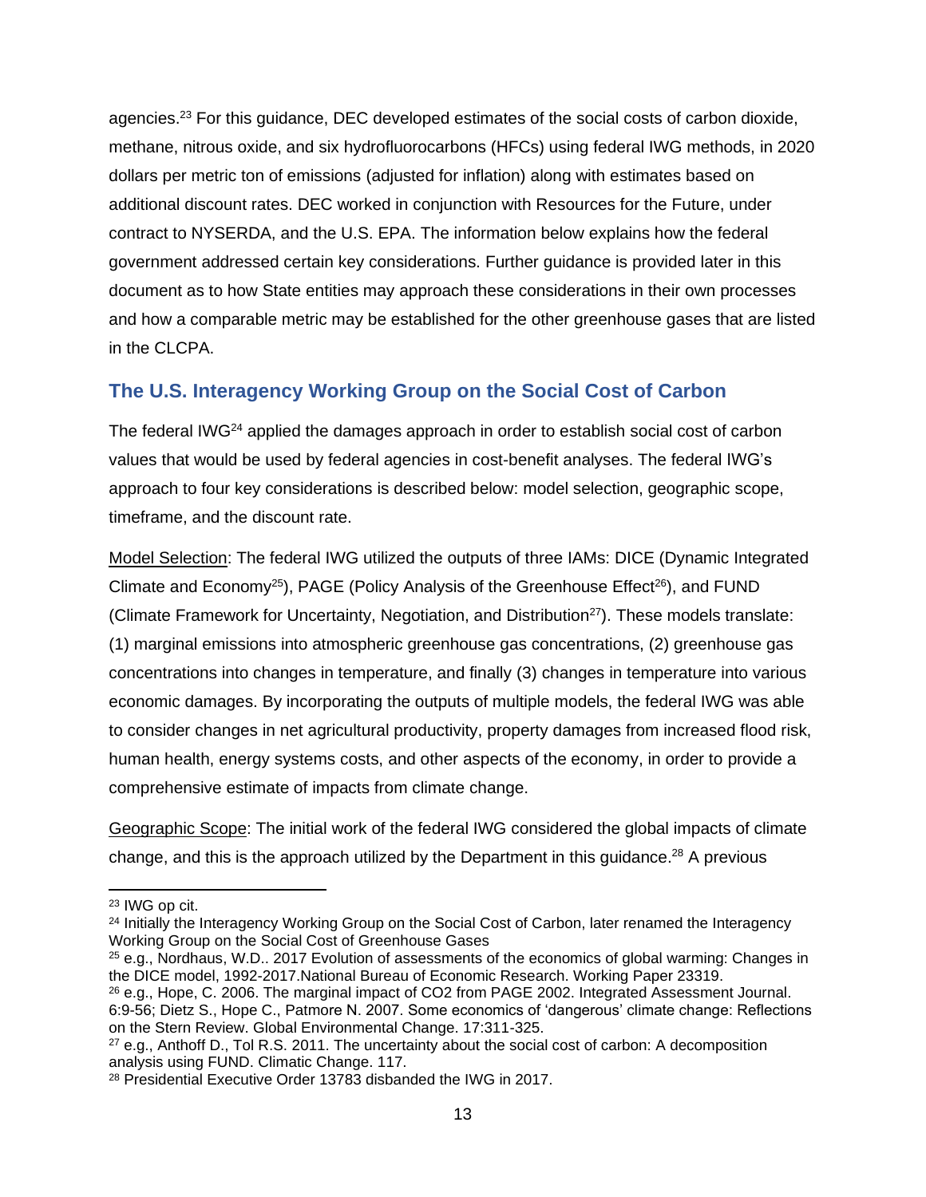agencies.[23] For this guidance, DEC developed estimates of the social costs of carbon dioxide, methane, nitrous oxide, and six hydrofluorocarbons (HFCs) using federal IWG methods, in 2020 dollars per metric ton of emissions (adjusted for inflation) along with estimates based on additional discount rates. DEC worked in conjunction with Resources for the Future, under contract to NYSERDA, and the U.S. EPA. The information below explains how the federal government addressed certain key considerations. Further guidance is provided later in this document as to how State entities may approach these considerations in their own processes and how a comparable metric may be established for the other greenhouse gases that are listed in the CLCPA.

## The U.S. Interagency Working Group on the Social Cost of Carbon

The federal IWG[24] applied the damages approach in order to establish social cost of carbon values that would be used by federal agencies in cost-benefit analyses. The federal IWG's approach to four key considerations is described below: model selection, geographic scope, timeframe, and the discount rate.

Model Selection: The federal IWG utilized the outputs of three IAMs: DICE (Dynamic Integrated Climate and Economy[25]), PAGE (Policy Analysis of the Greenhouse Effect[26]), and FUND (Climate Framework for Uncertainty, Negotiation, and Distribution[27]). These models translate: (1) marginal emissions into atmospheric greenhouse gas concentrations, (2) greenhouse gas concentrations into changes in temperature, and finally (3) changes in temperature into various economic damages. By incorporating the outputs of multiple models, the federal IWG was able to consider changes in net agricultural productivity, property damages from increased flood risk, human health, energy systems costs, and other aspects of the economy, in order to provide a comprehensive estimate of impacts from climate change.

Geographic Scope: The initial work of the federal IWG considered the global impacts of climate change, and this is the approach utilized by the Department in this guidance.[28] A previous

---

[23] IWG op cit.

[24] Initially the Interagency Working Group on the Social Cost of Carbon, later renamed the Interagency Working Group on the Social Cost of Greenhouse Gases

[25] e.g., Nordhaus, W.D.. 2017 Evolution of assessments of the economics of global warming: Changes in the DICE model, 1992-2017.National Bureau of Economic Research. Working Paper 23319.

[26] e.g., Hope, C. 2006. The marginal impact of CO2 from PAGE 2002. Integrated Assessment Journal. 6:9-56; Dietz S., Hope C., Patmore N. 2007. Some economics of 'dangerous' climate change: Reflections on the Stern Review. Global Environmental Change. 17:311-325.

[27] e.g., Anthoff D., Tol R.S. 2011. The uncertainty about the social cost of carbon: A decomposition analysis using FUND. Climatic Change. 117.

[28] Presidential Executive Order 13783 disbanded the IWG in 2017.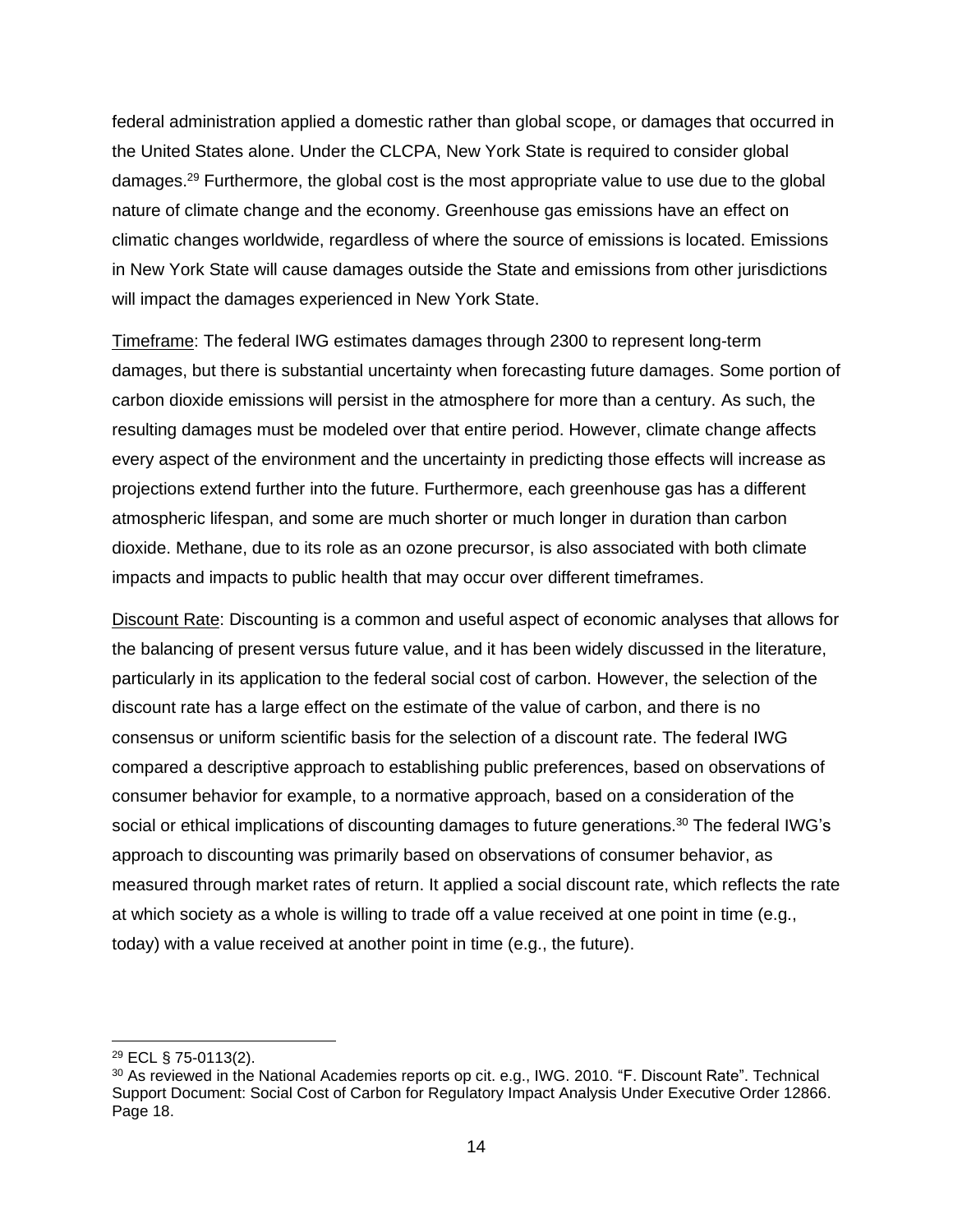federal administration applied a domestic rather than global scope, or damages that occurred in the United States alone. Under the CLCPA, New York State is required to consider global damages.[29] Furthermore, the global cost is the most appropriate value to use due to the global nature of climate change and the economy. Greenhouse gas emissions have an effect on climatic changes worldwide, regardless of where the source of emissions is located. Emissions in New York State will cause damages outside the State and emissions from other jurisdictions will impact the damages experienced in New York State.

Timeframe: The federal IWG estimates damages through 2300 to represent long-term damages, but there is substantial uncertainty when forecasting future damages. Some portion of carbon dioxide emissions will persist in the atmosphere for more than a century. As such, the resulting damages must be modeled over that entire period. However, climate change affects every aspect of the environment and the uncertainty in predicting those effects will increase as projections extend further into the future. Furthermore, each greenhouse gas has a different atmospheric lifespan, and some are much shorter or much longer in duration than carbon dioxide. Methane, due to its role as an ozone precursor, is also associated with both climate impacts and impacts to public health that may occur over different timeframes.

Discount Rate: Discounting is a common and useful aspect of economic analyses that allows for the balancing of present versus future value, and it has been widely discussed in the literature, particularly in its application to the federal social cost of carbon. However, the selection of the discount rate has a large effect on the estimate of the value of carbon, and there is no consensus or uniform scientific basis for the selection of a discount rate. The federal IWG compared a descriptive approach to establishing public preferences, based on observations of consumer behavior for example, to a normative approach, based on a consideration of the social or ethical implications of discounting damages to future generations.[30] The federal IWG's approach to discounting was primarily based on observations of consumer behavior, as measured through market rates of return. It applied a social discount rate, which reflects the rate at which society as a whole is willing to trade off a value received at one point in time (e.g., today) with a value received at another point in time (e.g., the future).

---

[29] ECL § 75-0113(2).

[30] As reviewed in the National Academies reports op cit. e.g., IWG. 2010. "F. Discount Rate". Technical Support Document: Social Cost of Carbon for Regulatory Impact Analysis Under Executive Order 12866. Page 18.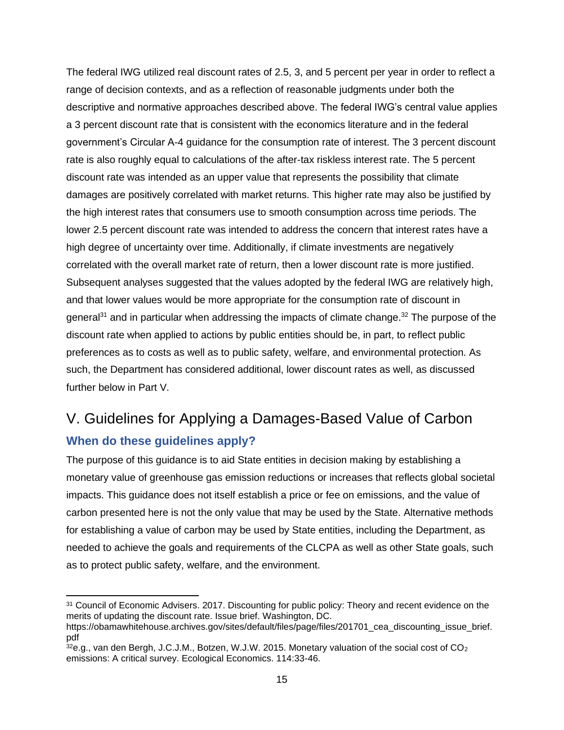The federal IWG utilized real discount rates of 2.5, 3, and 5 percent per year in order to reflect a range of decision contexts, and as a reflection of reasonable judgments under both the descriptive and normative approaches described above. The federal IWG's central value applies a 3 percent discount rate that is consistent with the economics literature and in the federal government's Circular A-4 guidance for the consumption rate of interest. The 3 percent discount rate is also roughly equal to calculations of the after-tax riskless interest rate. The 5 percent discount rate was intended as an upper value that represents the possibility that climate damages are positively correlated with market returns. This higher rate may also be justified by the high interest rates that consumers use to smooth consumption across time periods. The lower 2.5 percent discount rate was intended to address the concern that interest rates have a high degree of uncertainty over time. Additionally, if climate investments are negatively correlated with the overall market rate of return, then a lower discount rate is more justified. Subsequent analyses suggested that the values adopted by the federal IWG are relatively high, and that lower values would be more appropriate for the consumption rate of discount in general[31] and in particular when addressing the impacts of climate change.[32] The purpose of the discount rate when applied to actions by public entities should be, in part, to reflect public preferences as to costs as well as to public safety, welfare, and environmental protection. As such, the Department has considered additional, lower discount rates as well, as discussed further below in Part V.

# V. Guidelines for Applying a Damages-Based Value of Carbon

## When do these guidelines apply?

The purpose of this guidance is to aid State entities in decision making by establishing a monetary value of greenhouse gas emission reductions or increases that reflects global societal impacts. This guidance does not itself establish a price or fee on emissions, and the value of carbon presented here is not the only value that may be used by the State. Alternative methods for establishing a value of carbon may be used by State entities, including the Department, as needed to achieve the goals and requirements of the CLCPA as well as other State goals, such as to protect public safety, welfare, and the environment.

---

[31] Council of Economic Advisers. 2017. Discounting for public policy: Theory and recent evidence on the merits of updating the discount rate. Issue brief. Washington, DC. https://obamawhitehouse.archives.gov/sites/default/files/page/files/201701_cea_discounting_issue_brief.pdf

[32] e.g., van den Bergh, J.C.J.M., Botzen, W.J.W. 2015. Monetary valuation of the social cost of $CO_2$ emissions: A critical survey. Ecological Economics. 114:33-46.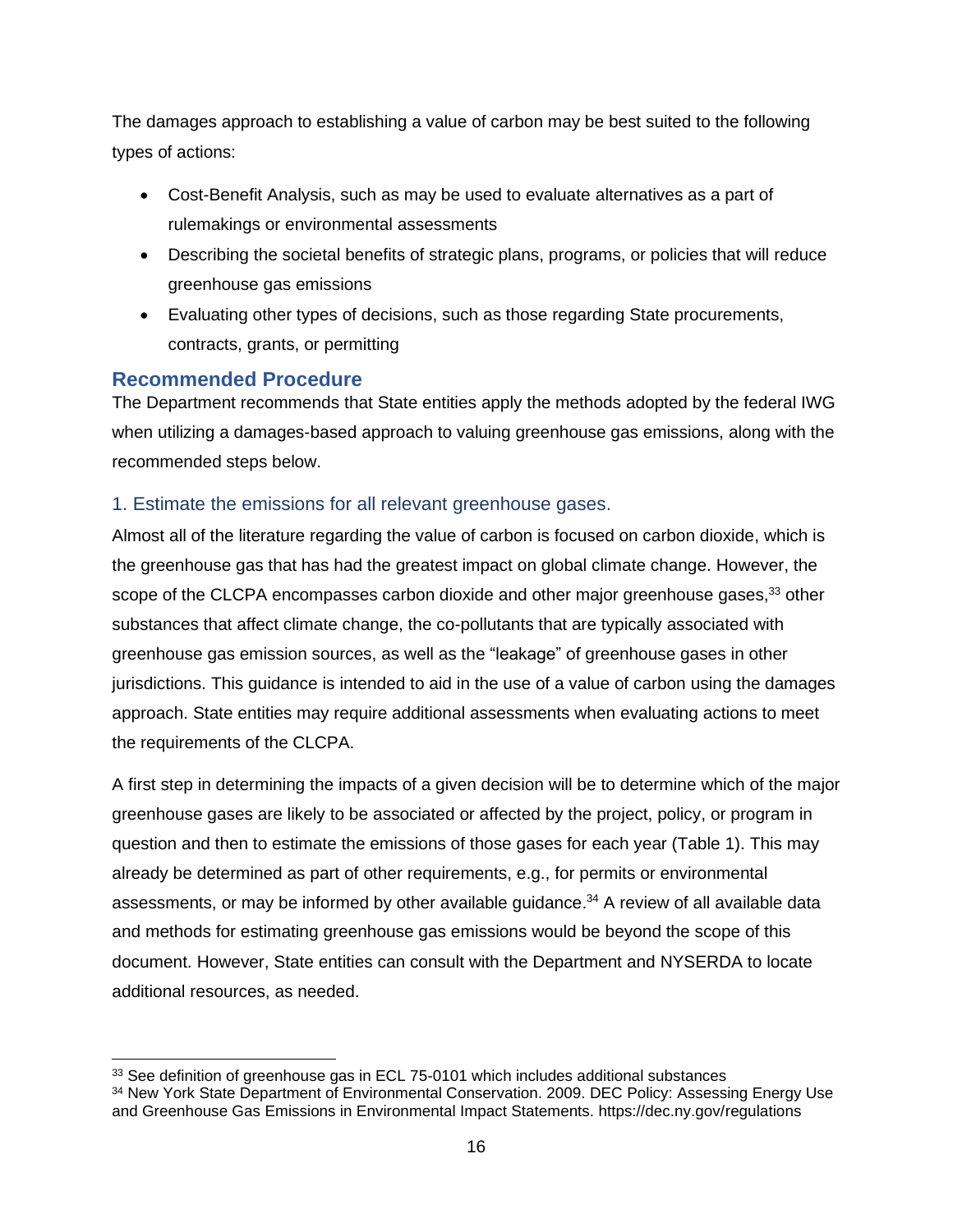The damages approach to establishing a value of carbon may be best suited to the following types of actions:

- Cost-Benefit Analysis, such as may be used to evaluate alternatives as a part of rulemakings or environmental assessments
- Describing the societal benefits of strategic plans, programs, or policies that will reduce greenhouse gas emissions
- Evaluating other types of decisions, such as those regarding State procurements, contracts, grants, or permitting

## Recommended Procedure

The Department recommends that State entities apply the methods adopted by the federal IWG when utilizing a damages-based approach to valuing greenhouse gas emissions, along with the recommended steps below.

### 1. Estimate the emissions for all relevant greenhouse gases.

Almost all of the literature regarding the value of carbon is focused on carbon dioxide, which is the greenhouse gas that has had the greatest impact on global climate change. However, the scope of the CLCPA encompasses carbon dioxide and other major greenhouse gases,[33] other substances that affect climate change, the co-pollutants that are typically associated with greenhouse gas emission sources, as well as the "leakage" of greenhouse gases in other jurisdictions. This guidance is intended to aid in the use of a value of carbon using the damages approach. State entities may require additional assessments when evaluating actions to meet the requirements of the CLCPA.

A first step in determining the impacts of a given decision will be to determine which of the major greenhouse gases are likely to be associated or affected by the project, policy, or program in question and then to estimate the emissions of those gases for each year (Table 1). This may already be determined as part of other requirements, e.g., for permits or environmental assessments, or may be informed by other available guidance.[34] A review of all available data and methods for estimating greenhouse gas emissions would be beyond the scope of this document. However, State entities can consult with the Department and NYSERDA to locate additional resources, as needed.

---

[33] See definition of greenhouse gas in ECL 75-0101 which includes additional substances

[34] New York State Department of Environmental Conservation. 2009. DEC Policy: Assessing Energy Use and Greenhouse Gas Emissions in Environmental Impact Statements. https://dec.ny.gov/regulations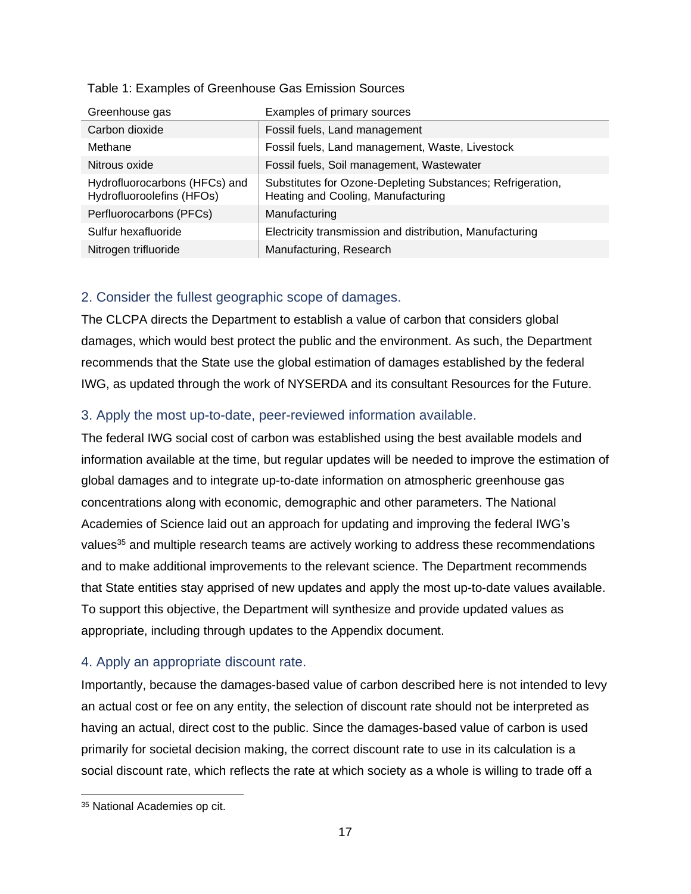Table 1: Examples of Greenhouse Gas Emission Sources

| Greenhouse gas | Examples of primary sources |
|---|---|
| Carbon dioxide | Fossil fuels, Land management |
| Methane | Fossil fuels, Land management, Waste, Livestock |
| Nitrous oxide | Fossil fuels, Soil management, Wastewater |
| Hydrofluorocarbons (HFCs) and Hydrofluoroolefins (HFOs) | Substitutes for Ozone-Depleting Substances; Refrigeration, Heating and Cooling, Manufacturing |
| Perfluorocarbons (PFCs) | Manufacturing |
| Sulfur hexafluoride | Electricity transmission and distribution, Manufacturing |
| Nitrogen trifluoride | Manufacturing, Research |

### 2. Consider the fullest geographic scope of damages.

The CLCPA directs the Department to establish a value of carbon that considers global damages, which would best protect the public and the environment. As such, the Department recommends that the State use the global estimation of damages established by the federal IWG, as updated through the work of NYSERDA and its consultant Resources for the Future.

### 3. Apply the most up-to-date, peer-reviewed information available.

The federal IWG social cost of carbon was established using the best available models and information available at the time, but regular updates will be needed to improve the estimation of global damages and to integrate up-to-date information on atmospheric greenhouse gas concentrations along with economic, demographic and other parameters. The National Academies of Science laid out an approach for updating and improving the federal IWG's values[35] and multiple research teams are actively working to address these recommendations and to make additional improvements to the relevant science. The Department recommends that State entities stay apprised of new updates and apply the most up-to-date values available. To support this objective, the Department will synthesize and provide updated values as appropriate, including through updates to the Appendix document.

### 4. Apply an appropriate discount rate.

Importantly, because the damages-based value of carbon described here is not intended to levy an actual cost or fee on any entity, the selection of discount rate should not be interpreted as having an actual, direct cost to the public. Since the damages-based value of carbon is used primarily for societal decision making, the correct discount rate to use in its calculation is a social discount rate, which reflects the rate at which society as a whole is willing to trade off a

[35] National Academies op cit.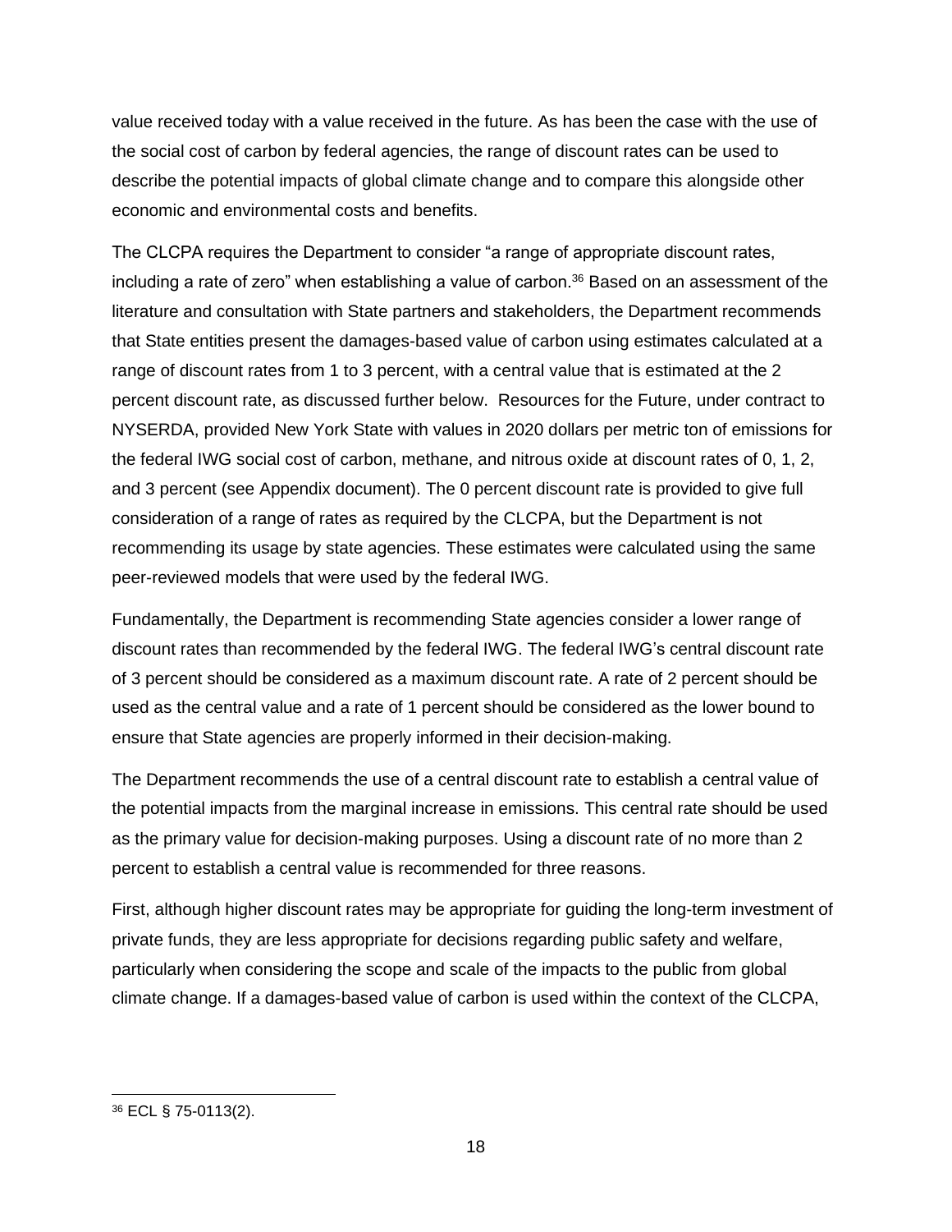value received today with a value received in the future. As has been the case with the use of the social cost of carbon by federal agencies, the range of discount rates can be used to describe the potential impacts of global climate change and to compare this alongside other economic and environmental costs and benefits.

The CLCPA requires the Department to consider "a range of appropriate discount rates, including a rate of zero" when establishing a value of carbon.[36] Based on an assessment of the literature and consultation with State partners and stakeholders, the Department recommends that State entities present the damages-based value of carbon using estimates calculated at a range of discount rates from 1 to 3 percent, with a central value that is estimated at the 2 percent discount rate, as discussed further below. Resources for the Future, under contract to NYSERDA, provided New York State with values in 2020 dollars per metric ton of emissions for the federal IWG social cost of carbon, methane, and nitrous oxide at discount rates of 0, 1, 2, and 3 percent (see Appendix document). The 0 percent discount rate is provided to give full consideration of a range of rates as required by the CLCPA, but the Department is not recommending its usage by state agencies. These estimates were calculated using the same peer-reviewed models that were used by the federal IWG.

Fundamentally, the Department is recommending State agencies consider a lower range of discount rates than recommended by the federal IWG. The federal IWG's central discount rate of 3 percent should be considered as a maximum discount rate. A rate of 2 percent should be used as the central value and a rate of 1 percent should be considered as the lower bound to ensure that State agencies are properly informed in their decision-making.

The Department recommends the use of a central discount rate to establish a central value of the potential impacts from the marginal increase in emissions. This central rate should be used as the primary value for decision-making purposes. Using a discount rate of no more than 2 percent to establish a central value is recommended for three reasons.

First, although higher discount rates may be appropriate for guiding the long-term investment of private funds, they are less appropriate for decisions regarding public safety and welfare, particularly when considering the scope and scale of the impacts to the public from global climate change. If a damages-based value of carbon is used within the context of the CLCPA,

[36] ECL § 75-0113(2).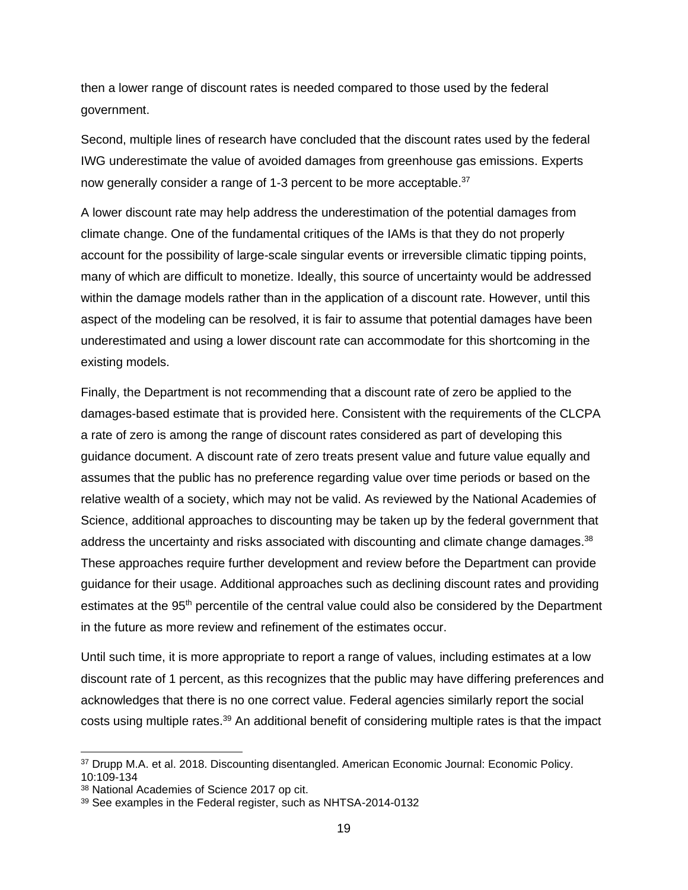then a lower range of discount rates is needed compared to those used by the federal government.

Second, multiple lines of research have concluded that the discount rates used by the federal IWG underestimate the value of avoided damages from greenhouse gas emissions. Experts now generally consider a range of 1-3 percent to be more acceptable.[37]

A lower discount rate may help address the underestimation of the potential damages from climate change. One of the fundamental critiques of the IAMs is that they do not properly account for the possibility of large-scale singular events or irreversible climatic tipping points, many of which are difficult to monetize. Ideally, this source of uncertainty would be addressed within the damage models rather than in the application of a discount rate. However, until this aspect of the modeling can be resolved, it is fair to assume that potential damages have been underestimated and using a lower discount rate can accommodate for this shortcoming in the existing models.

Finally, the Department is not recommending that a discount rate of zero be applied to the damages-based estimate that is provided here. Consistent with the requirements of the CLCPA a rate of zero is among the range of discount rates considered as part of developing this guidance document. A discount rate of zero treats present value and future value equally and assumes that the public has no preference regarding value over time periods or based on the relative wealth of a society, which may not be valid. As reviewed by the National Academies of Science, additional approaches to discounting may be taken up by the federal government that address the uncertainty and risks associated with discounting and climate change damages.[38] These approaches require further development and review before the Department can provide guidance for their usage. Additional approaches such as declining discount rates and providing estimates at the 95th percentile of the central value could also be considered by the Department in the future as more review and refinement of the estimates occur.

Until such time, it is more appropriate to report a range of values, including estimates at a low discount rate of 1 percent, as this recognizes that the public may have differing preferences and acknowledges that there is no one correct value. Federal agencies similarly report the social costs using multiple rates.[39] An additional benefit of considering multiple rates is that the impact

[37] Drupp M.A. et al. 2018. Discounting disentangled. American Economic Journal: Economic Policy. 10:109-134

[38] National Academies of Science 2017 op cit.

[39] See examples in the Federal register, such as NHTSA-2014-0132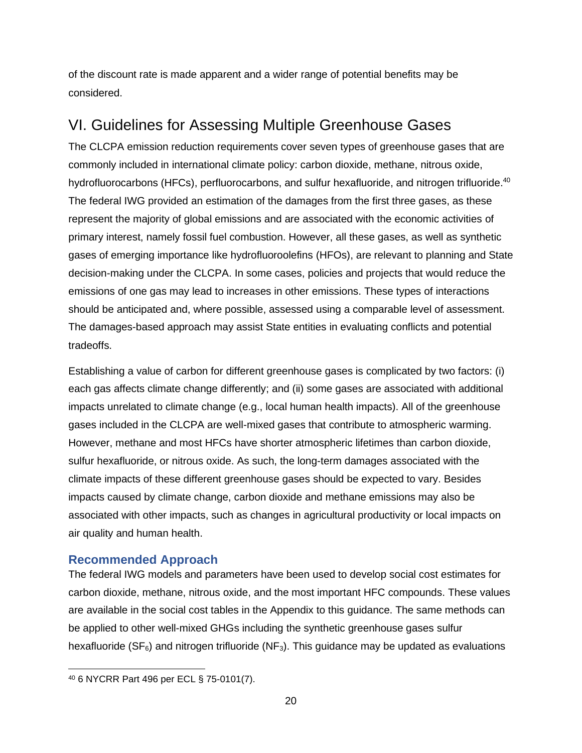of the discount rate is made apparent and a wider range of potential benefits may be considered.

## VI. Guidelines for Assessing Multiple Greenhouse Gases

The CLCPA emission reduction requirements cover seven types of greenhouse gases that are commonly included in international climate policy: carbon dioxide, methane, nitrous oxide, hydrofluorocarbons (HFCs), perfluorocarbons, and sulfur hexafluoride, and nitrogen trifluoride.[40] The federal IWG provided an estimation of the damages from the first three gases, as these represent the majority of global emissions and are associated with the economic activities of primary interest, namely fossil fuel combustion. However, all these gases, as well as synthetic gases of emerging importance like hydrofluoroolefins (HFOs), are relevant to planning and State decision-making under the CLCPA. In some cases, policies and projects that would reduce the emissions of one gas may lead to increases in other emissions. These types of interactions should be anticipated and, where possible, assessed using a comparable level of assessment. The damages-based approach may assist State entities in evaluating conflicts and potential tradeoffs.

Establishing a value of carbon for different greenhouse gases is complicated by two factors: (i) each gas affects climate change differently; and (ii) some gases are associated with additional impacts unrelated to climate change (e.g., local human health impacts). All of the greenhouse gases included in the CLCPA are well-mixed gases that contribute to atmospheric warming. However, methane and most HFCs have shorter atmospheric lifetimes than carbon dioxide, sulfur hexafluoride, or nitrous oxide. As such, the long-term damages associated with the climate impacts of these different greenhouse gases should be expected to vary. Besides impacts caused by climate change, carbon dioxide and methane emissions may also be associated with other impacts, such as changes in agricultural productivity or local impacts on air quality and human health.

### Recommended Approach

The federal IWG models and parameters have been used to develop social cost estimates for carbon dioxide, methane, nitrous oxide, and the most important HFC compounds. These values are available in the social cost tables in the Appendix to this guidance. The same methods can be applied to other well-mixed GHGs including the synthetic greenhouse gases sulfur hexafluoride ($SF_6$) and nitrogen trifluoride ($NF_3$). This guidance may be updated as evaluations

[40] 6 NYCRR Part 496 per ECL § 75-0101(7).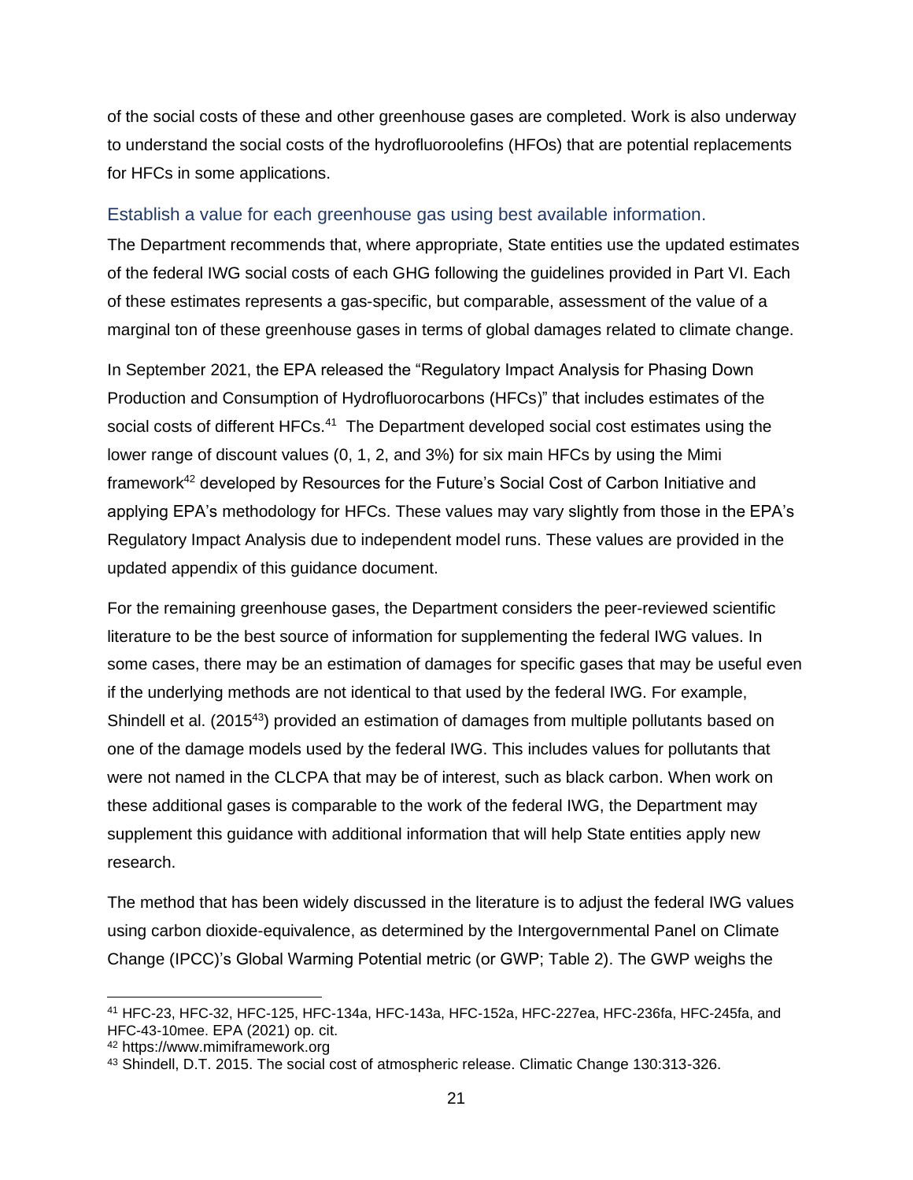of the social costs of these and other greenhouse gases are completed. Work is also underway to understand the social costs of the hydrofluoroolefins (HFOs) that are potential replacements for HFCs in some applications.

### Establish a value for each greenhouse gas using best available information.

The Department recommends that, where appropriate, State entities use the updated estimates of the federal IWG social costs of each GHG following the guidelines provided in Part VI. Each of these estimates represents a gas-specific, but comparable, assessment of the value of a marginal ton of these greenhouse gases in terms of global damages related to climate change.

In September 2021, the EPA released the "Regulatory Impact Analysis for Phasing Down Production and Consumption of Hydrofluorocarbons (HFCs)" that includes estimates of the social costs of different HFCs.[41] The Department developed social cost estimates using the lower range of discount values (0, 1, 2, and 3%) for six main HFCs by using the Mimi framework[42] developed by Resources for the Future's Social Cost of Carbon Initiative and applying EPA's methodology for HFCs. These values may vary slightly from those in the EPA's Regulatory Impact Analysis due to independent model runs. These values are provided in the updated appendix of this guidance document.

For the remaining greenhouse gases, the Department considers the peer-reviewed scientific literature to be the best source of information for supplementing the federal IWG values. In some cases, there may be an estimation of damages for specific gases that may be useful even if the underlying methods are not identical to that used by the federal IWG. For example, Shindell et al. (2015[43]) provided an estimation of damages from multiple pollutants based on one of the damage models used by the federal IWG. This includes values for pollutants that were not named in the CLCPA that may be of interest, such as black carbon. When work on these additional gases is comparable to the work of the federal IWG, the Department may supplement this guidance with additional information that will help State entities apply new research.

The method that has been widely discussed in the literature is to adjust the federal IWG values using carbon dioxide-equivalence, as determined by the Intergovernmental Panel on Climate Change (IPCC)'s Global Warming Potential metric (or GWP; Table 2). The GWP weighs the

---

[41] HFC-23, HFC-32, HFC-125, HFC-134a, HFC-143a, HFC-152a, HFC-227ea, HFC-236fa, HFC-245fa, and HFC-43-10mee. EPA (2021) op. cit.

[42] https://www.mimiframework.org

[43] Shindell, D.T. 2015. The social cost of atmospheric release. Climatic Change 130:313-326.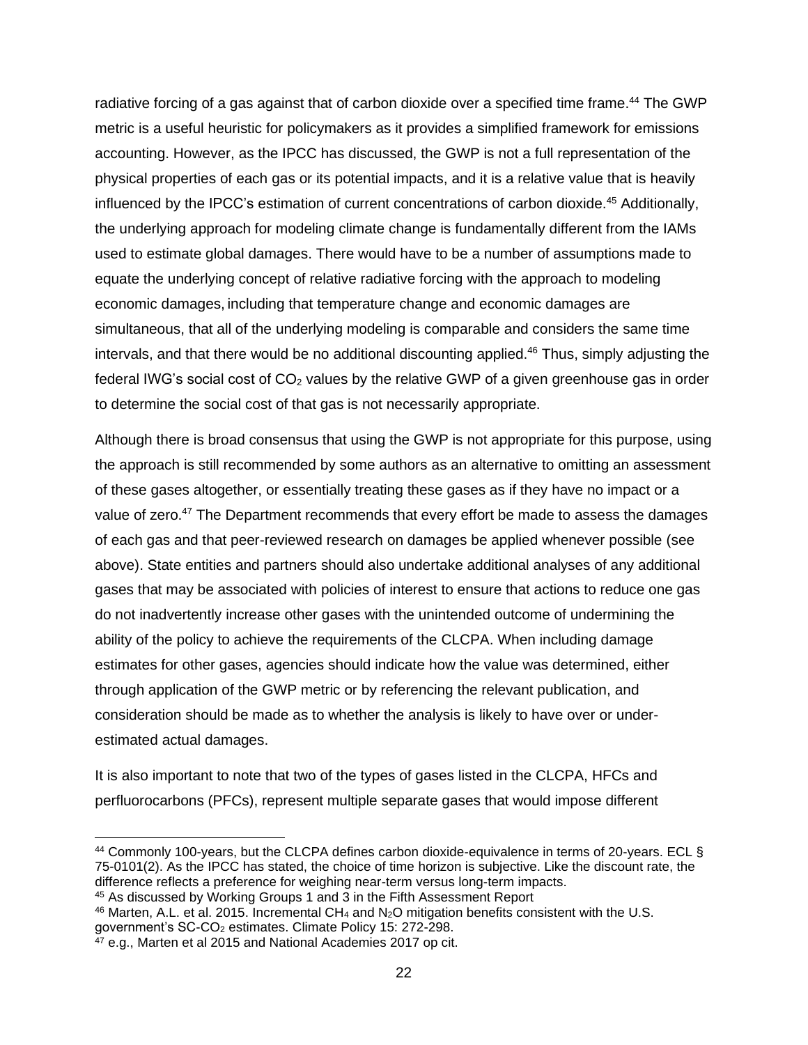radiative forcing of a gas against that of carbon dioxide over a specified time frame.[44] The GWP metric is a useful heuristic for policymakers as it provides a simplified framework for emissions accounting. However, as the IPCC has discussed, the GWP is not a full representation of the physical properties of each gas or its potential impacts, and it is a relative value that is heavily influenced by the IPCC's estimation of current concentrations of carbon dioxide.[45] Additionally, the underlying approach for modeling climate change is fundamentally different from the IAMs used to estimate global damages. There would have to be a number of assumptions made to equate the underlying concept of relative radiative forcing with the approach to modeling economic damages, including that temperature change and economic damages are simultaneous, that all of the underlying modeling is comparable and considers the same time intervals, and that there would be no additional discounting applied.[46] Thus, simply adjusting the federal IWG's social cost of $CO_2$ values by the relative GWP of a given greenhouse gas in order to determine the social cost of that gas is not necessarily appropriate.

Although there is broad consensus that using the GWP is not appropriate for this purpose, using the approach is still recommended by some authors as an alternative to omitting an assessment of these gases altogether, or essentially treating these gases as if they have no impact or a value of zero.[47] The Department recommends that every effort be made to assess the damages of each gas and that peer-reviewed research on damages be applied whenever possible (see above). State entities and partners should also undertake additional analyses of any additional gases that may be associated with policies of interest to ensure that actions to reduce one gas do not inadvertently increase other gases with the unintended outcome of undermining the ability of the policy to achieve the requirements of the CLCPA. When including damage estimates for other gases, agencies should indicate how the value was determined, either through application of the GWP metric or by referencing the relevant publication, and consideration should be made as to whether the analysis is likely to have over or under-estimated actual damages.

It is also important to note that two of the types of gases listed in the CLCPA, HFCs and perfluorocarbons (PFCs), represent multiple separate gases that would impose different

---

[44] Commonly 100-years, but the CLCPA defines carbon dioxide-equivalence in terms of 20-years. ECL § 75-0101(2). As the IPCC has stated, the choice of time horizon is subjective. Like the discount rate, the difference reflects a preference for weighing near-term versus long-term impacts.

[45] As discussed by Working Groups 1 and 3 in the Fifth Assessment Report

[46] Marten, A.L. et al. 2015. Incremental $CH_4$ and $N_2O$ mitigation benefits consistent with the U.S. government's SC-$CO_2$ estimates. Climate Policy 15: 272-298.

[47] e.g., Marten et al 2015 and National Academies 2017 op cit.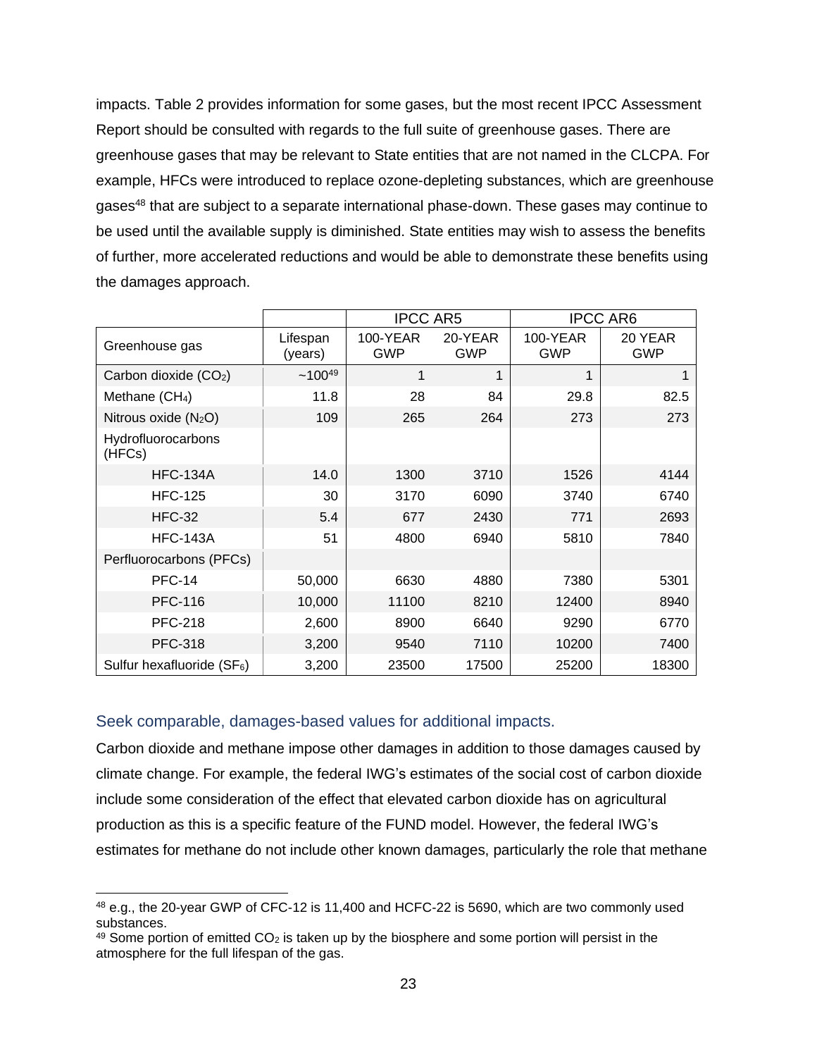impacts. Table 2 provides information for some gases, but the most recent IPCC Assessment Report should be consulted with regards to the full suite of greenhouse gases. There are greenhouse gases that may be relevant to State entities that are not named in the CLCPA. For example, HFCs were introduced to replace ozone-depleting substances, which are greenhouse gases[48] that are subject to a separate international phase-down. These gases may continue to be used until the available supply is diminished. State entities may wish to assess the benefits of further, more accelerated reductions and would be able to demonstrate these benefits using the damages approach.

| | | IPCC AR5 | | IPCC AR6 | |
|---|---|---|---|---|---|
| Greenhouse gas | Lifespan (years) | 100-YEAR GWP | 20-YEAR GWP | 100-YEAR GWP | 20 YEAR GWP |
| Carbon dioxide ($CO_2$) | ~100[49] | 1 | 1 | 1 | 1 |
| Methane ($CH_4$) | 11.8 | 28 | 84 | 29.8 | 82.5 |
| Nitrous oxide ($N_2O$) | 109 | 265 | 264 | 273 | 273 |
| Hydrofluorocarbons (HFCs) | | | | | |
| HFC-134A | 14.0 | 1300 | 3710 | 1526 | 4144 |
| HFC-125 | 30 | 3170 | 6090 | 3740 | 6740 |
| HFC-32 | 5.4 | 677 | 2430 | 771 | 2693 |
| HFC-143A | 51 | 4800 | 6940 | 5810 | 7840 |
| Perfluorocarbons (PFCs) | | | | | |
| PFC-14 | 50,000 | 6630 | 4880 | 7380 | 5301 |
| PFC-116 | 10,000 | 11100 | 8210 | 12400 | 8940 |
| PFC-218 | 2,600 | 8900 | 6640 | 9290 | 6770 |
| PFC-318 | 3,200 | 9540 | 7110 | 10200 | 7400 |
| Sulfur hexafluoride ($SF_6$) | 3,200 | 23500 | 17500 | 25200 | 18300 |

### Seek comparable, damages-based values for additional impacts.

Carbon dioxide and methane impose other damages in addition to those damages caused by climate change. For example, the federal IWG's estimates of the social cost of carbon dioxide include some consideration of the effect that elevated carbon dioxide has on agricultural production as this is a specific feature of the FUND model. However, the federal IWG's estimates for methane do not include other known damages, particularly the role that methane

[48] e.g., the 20-year GWP of CFC-12 is 11,400 and HCFC-22 is 5690, which are two commonly used substances.

[49] Some portion of emitted $CO_2$ is taken up by the biosphere and some portion will persist in the atmosphere for the full lifespan of the gas.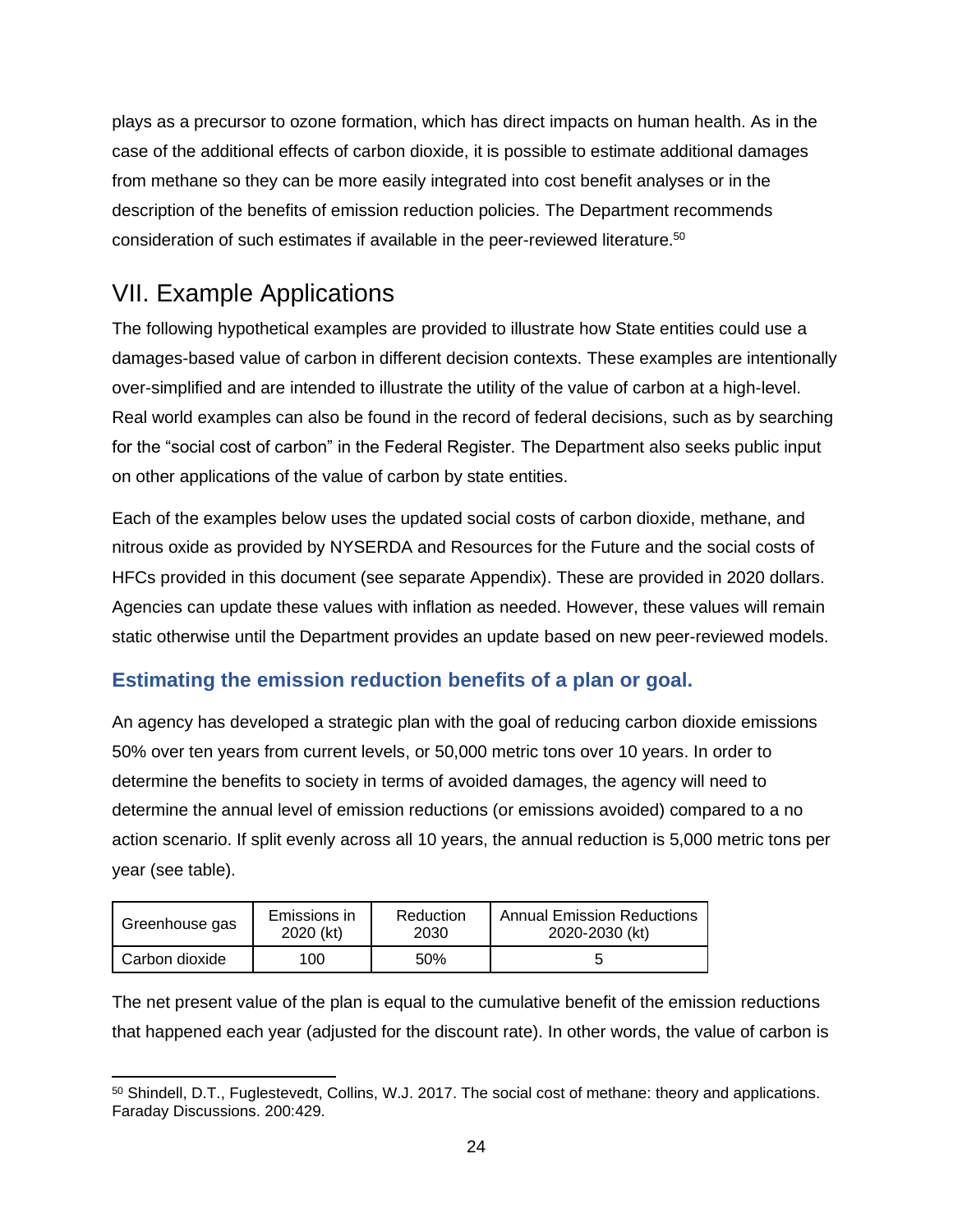plays as a precursor to ozone formation, which has direct impacts on human health. As in the case of the additional effects of carbon dioxide, it is possible to estimate additional damages from methane so they can be more easily integrated into cost benefit analyses or in the description of the benefits of emission reduction policies. The Department recommends consideration of such estimates if available in the peer-reviewed literature.[50]

# VII. Example Applications

The following hypothetical examples are provided to illustrate how State entities could use a damages-based value of carbon in different decision contexts. These examples are intentionally over-simplified and are intended to illustrate the utility of the value of carbon at a high-level. Real world examples can also be found in the record of federal decisions, such as by searching for the "social cost of carbon" in the Federal Register. The Department also seeks public input on other applications of the value of carbon by state entities.

Each of the examples below uses the updated social costs of carbon dioxide, methane, and nitrous oxide as provided by NYSERDA and Resources for the Future and the social costs of HFCs provided in this document (see separate Appendix). These are provided in 2020 dollars. Agencies can update these values with inflation as needed. However, these values will remain static otherwise until the Department provides an update based on new peer-reviewed models.

## Estimating the emission reduction benefits of a plan or goal.

An agency has developed a strategic plan with the goal of reducing carbon dioxide emissions 50% over ten years from current levels, or 50,000 metric tons over 10 years. In order to determine the benefits to society in terms of avoided damages, the agency will need to determine the annual level of emission reductions (or emissions avoided) compared to a no action scenario. If split evenly across all 10 years, the annual reduction is 5,000 metric tons per year (see table).

| Greenhouse gas | Emissions in 2020 (kt) | Reduction 2030 | Annual Emission Reductions 2020-2030 (kt) |
|---|---|---|---|
| Carbon dioxide | 100 | 50% | 5 |

The net present value of the plan is equal to the cumulative benefit of the emission reductions that happened each year (adjusted for the discount rate). In other words, the value of carbon is

[50] Shindell, D.T., Fuglestevedt, Collins, W.J. 2017. The social cost of methane: theory and applications. Faraday Discussions. 200:429.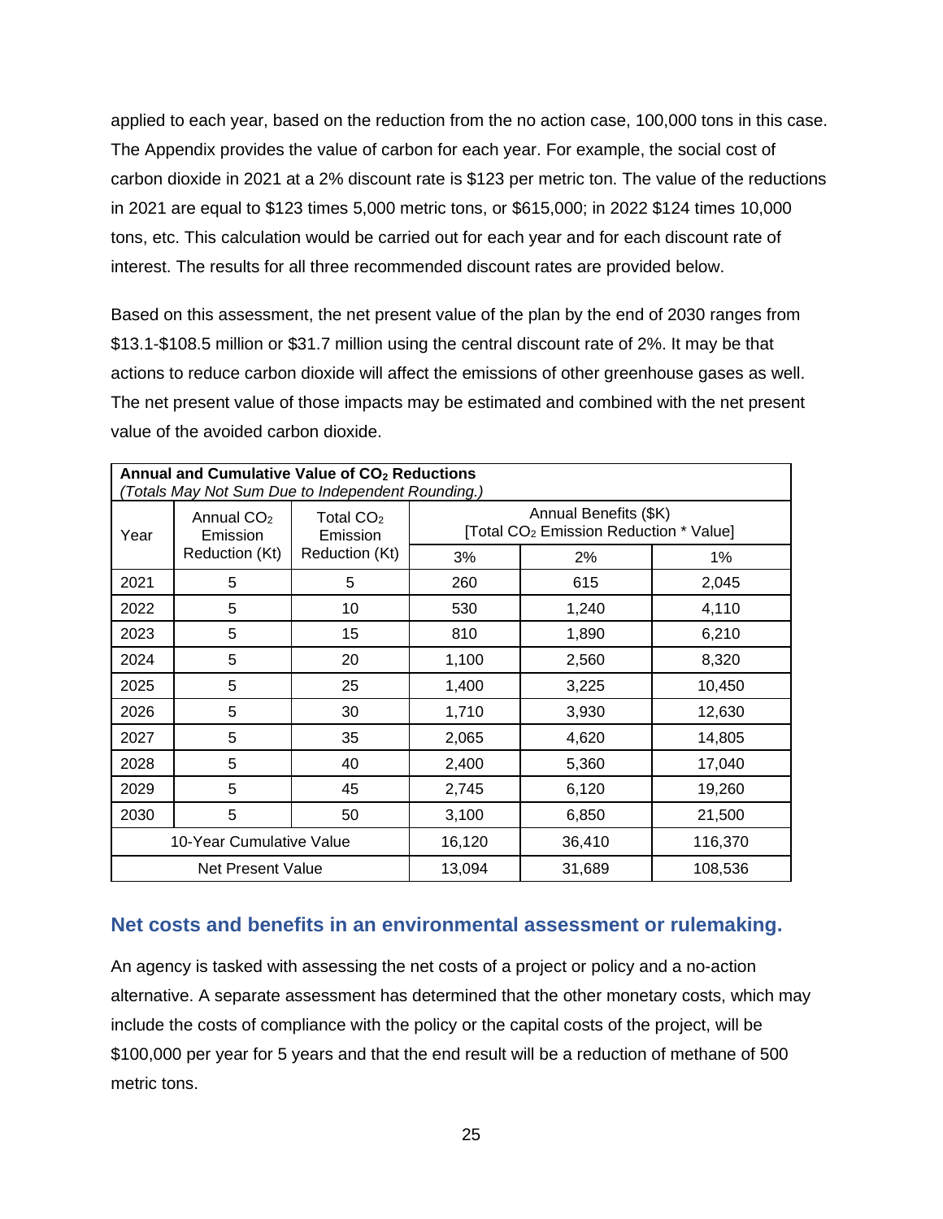applied to each year, based on the reduction from the no action case, 100,000 tons in this case. The Appendix provides the value of carbon for each year. For example, the social cost of carbon dioxide in 2021 at a 2% discount rate is $123 per metric ton. The value of the reductions in 2021 are equal to $123 times 5,000 metric tons, or $615,000; in 2022 $124 times 10,000 tons, etc. This calculation would be carried out for each year and for each discount rate of interest. The results for all three recommended discount rates are provided below.

Based on this assessment, the net present value of the plan by the end of 2030 ranges from $13.1-$108.5 million or $31.7 million using the central discount rate of 2%. It may be that actions to reduce carbon dioxide will affect the emissions of other greenhouse gases as well. The net present value of those impacts may be estimated and combined with the net present value of the avoided carbon dioxide.

**Annual and Cumulative Value of $CO_2$ Reductions**
*(Totals May Not Sum Due to Independent Rounding.)*

| Year | Annual $CO_2$ Emission Reduction (Kt) | Total $CO_2$ Emission Reduction (Kt) | Annual Benefits ($K) [Total $CO_2$ Emission Reduction * Value] | | |
|---|---|---|---|---|---|
| | | | 3% | 2% | 1% |
| 2021 | 5 | 5 | 260 | 615 | 2,045 |
| 2022 | 5 | 10 | 530 | 1,240 | 4,110 |
| 2023 | 5 | 15 | 810 | 1,890 | 6,210 |
| 2024 | 5 | 20 | 1,100 | 2,560 | 8,320 |
| 2025 | 5 | 25 | 1,400 | 3,225 | 10,450 |
| 2026 | 5 | 30 | 1,710 | 3,930 | 12,630 |
| 2027 | 5 | 35 | 2,065 | 4,620 | 14,805 |
| 2028 | 5 | 40 | 2,400 | 5,360 | 17,040 |
| 2029 | 5 | 45 | 2,745 | 6,120 | 19,260 |
| 2030 | 5 | 50 | 3,100 | 6,850 | 21,500 |
| 10-Year Cumulative Value | | | 16,120 | 36,410 | 116,370 |
| Net Present Value | | | 13,094 | 31,689 | 108,536 |

## Net costs and benefits in an environmental assessment or rulemaking.

An agency is tasked with assessing the net costs of a project or policy and a no-action alternative. A separate assessment has determined that the other monetary costs, which may include the costs of compliance with the policy or the capital costs of the project, will be $100,000 per year for 5 years and that the end result will be a reduction of methane of 500 metric tons.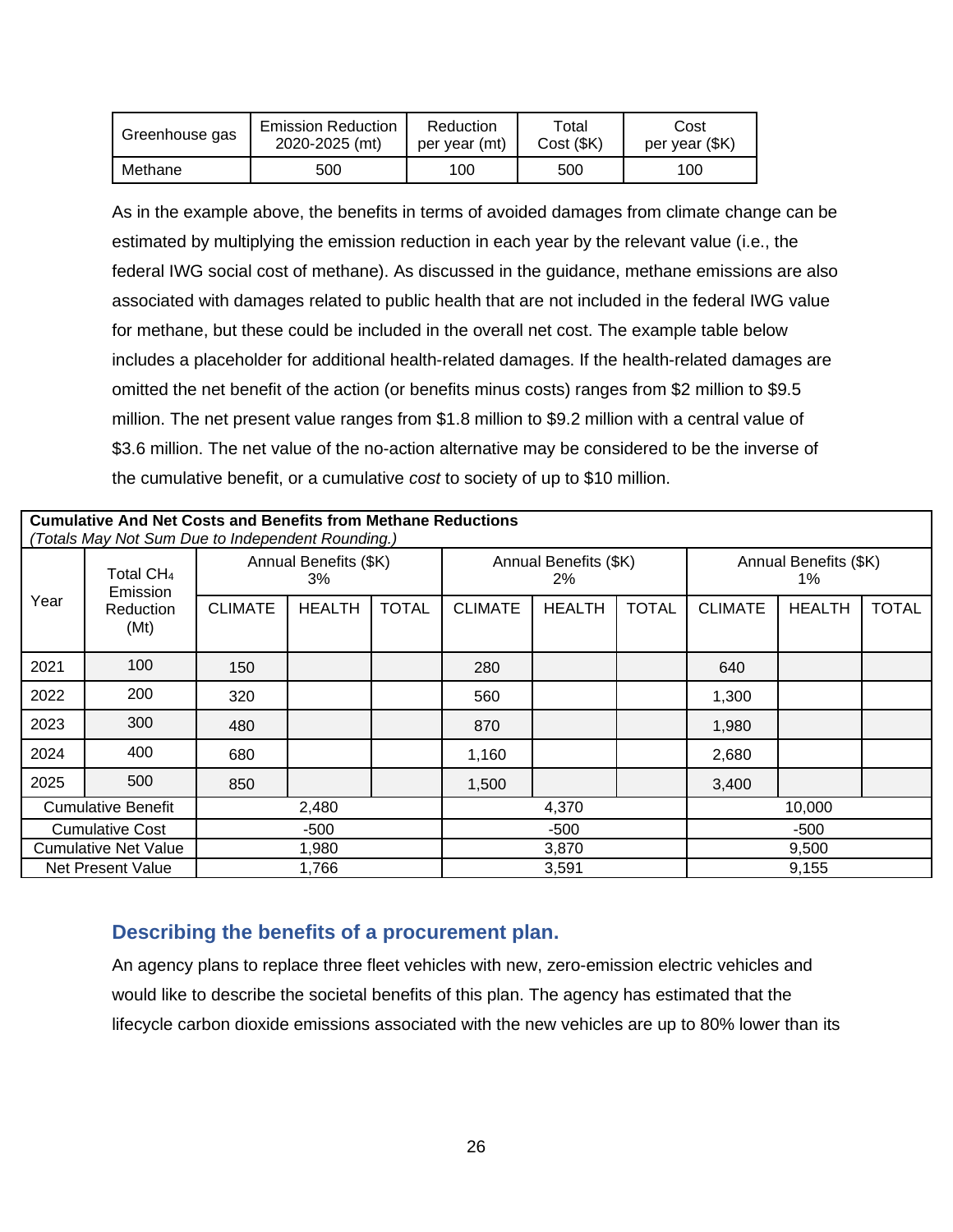| Greenhouse gas | Emission Reduction 2020-2025 (mt) | Reduction per year (mt) | Total Cost ($K) | Cost per year ($K) |
|---|---|---|---|---|
| Methane | 500 | 100 | 500 | 100 |

As in the example above, the benefits in terms of avoided damages from climate change can be estimated by multiplying the emission reduction in each year by the relevant value (i.e., the federal IWG social cost of methane). As discussed in the guidance, methane emissions are also associated with damages related to public health that are not included in the federal IWG value for methane, but these could be included in the overall net cost. The example table below includes a placeholder for additional health-related damages. If the health-related damages are omitted the net benefit of the action (or benefits minus costs) ranges from $2 million to $9.5 million. The net present value ranges from $1.8 million to $9.2 million with a central value of $3.6 million. The net value of the no-action alternative may be considered to be the inverse of the cumulative benefit, or a cumulative *cost* to society of up to $10 million.

**Cumulative And Net Costs and Benefits from Methane Reductions**
*(Totals May Not Sum Due to Independent Rounding.)*

| Year | Total $CH_4$ Emission Reduction (Mt) | Annual Benefits ($K) 3% | | | Annual Benefits ($K) 2% | | | Annual Benefits ($K) 1% | | |
|---|---|---|---|---|---|---|---|---|---|---|
| | | CLIMATE | HEALTH | TOTAL | CLIMATE | HEALTH | TOTAL | CLIMATE | HEALTH | TOTAL |
| 2021 | 100 | 150 | | | 280 | | | 640 | | |
| 2022 | 200 | 320 | | | 560 | | | 1,300 | | |
| 2023 | 300 | 480 | | | 870 | | | 1,980 | | |
| 2024 | 400 | 680 | | | 1,160 | | | 2,680 | | |
| 2025 | 500 | 850 | | | 1,500 | | | 3,400 | | |
| Cumulative Benefit | | 2,480 | | | 4,370 | | | 10,000 | | |
| Cumulative Cost | | -500 | | | -500 | | | -500 | | |
| Cumulative Net Value | | 1,980 | | | 3,870 | | | 9,500 | | |
| Net Present Value | | 1,766 | | | 3,591 | | | 9,155 | | |

### Describing the benefits of a procurement plan.

An agency plans to replace three fleet vehicles with new, zero-emission electric vehicles and would like to describe the societal benefits of this plan. The agency has estimated that the lifecycle carbon dioxide emissions associated with the new vehicles are up to 80% lower than its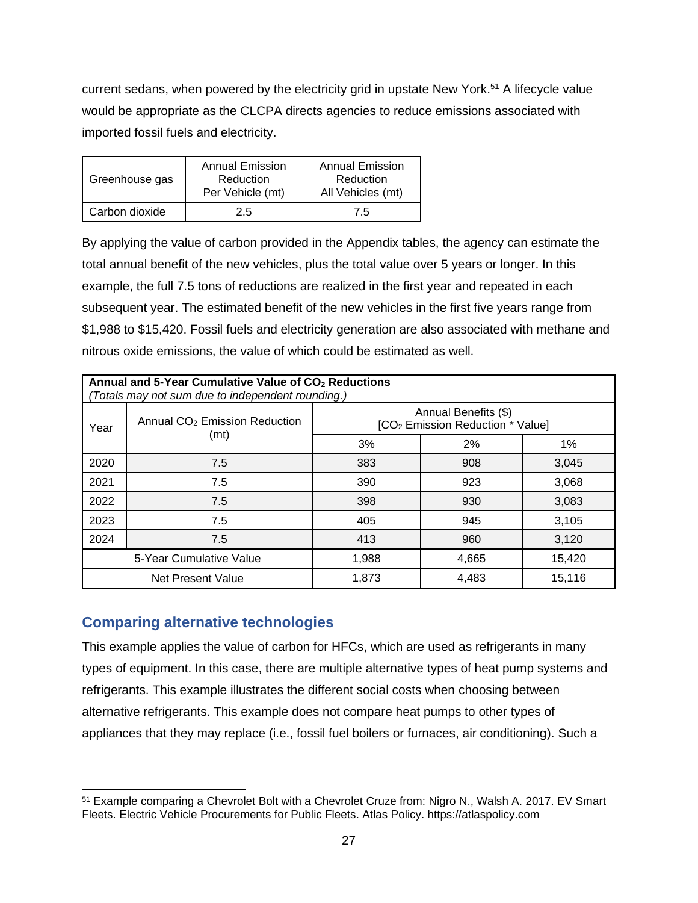current sedans, when powered by the electricity grid in upstate New York.[51] A lifecycle value would be appropriate as the CLCPA directs agencies to reduce emissions associated with imported fossil fuels and electricity.

| Greenhouse gas | Annual Emission Reduction Per Vehicle (mt) | Annual Emission Reduction All Vehicles (mt) |
|---|---|---|
| Carbon dioxide | 2.5 | 7.5 |

By applying the value of carbon provided in the Appendix tables, the agency can estimate the total annual benefit of the new vehicles, plus the total value over 5 years or longer. In this example, the full 7.5 tons of reductions are realized in the first year and repeated in each subsequent year. The estimated benefit of the new vehicles in the first five years range from $1,988 to $15,420. Fossil fuels and electricity generation are also associated with methane and nitrous oxide emissions, the value of which could be estimated as well.

**Annual and 5-Year Cumulative Value of $CO_2$ Reductions**
*(Totals may not sum due to independent rounding.)*

| Year | Annual $CO_2$ Emission Reduction (mt) | Annual Benefits ($) [$CO_2$ Emission Reduction * Value] | | |
|---|---|---|---|---|
| | | 3% | 2% | 1% |
| 2020 | 7.5 | 383 | 908 | 3,045 |
| 2021 | 7.5 | 390 | 923 | 3,068 |
| 2022 | 7.5 | 398 | 930 | 3,083 |
| 2023 | 7.5 | 405 | 945 | 3,105 |
| 2024 | 7.5 | 413 | 960 | 3,120 |
| 5-Year Cumulative Value | | 1,988 | 4,665 | 15,420 |
| Net Present Value | | 1,873 | 4,483 | 15,116 |

## Comparing alternative technologies

This example applies the value of carbon for HFCs, which are used as refrigerants in many types of equipment. In this case, there are multiple alternative types of heat pump systems and refrigerants. This example illustrates the different social costs when choosing between alternative refrigerants. This example does not compare heat pumps to other types of appliances that they may replace (i.e., fossil fuel boilers or furnaces, air conditioning). Such a

---

[51] Example comparing a Chevrolet Bolt with a Chevrolet Cruze from: Nigro N., Walsh A. 2017. EV Smart Fleets. Electric Vehicle Procurements for Public Fleets. Atlas Policy. https://atlaspolicy.com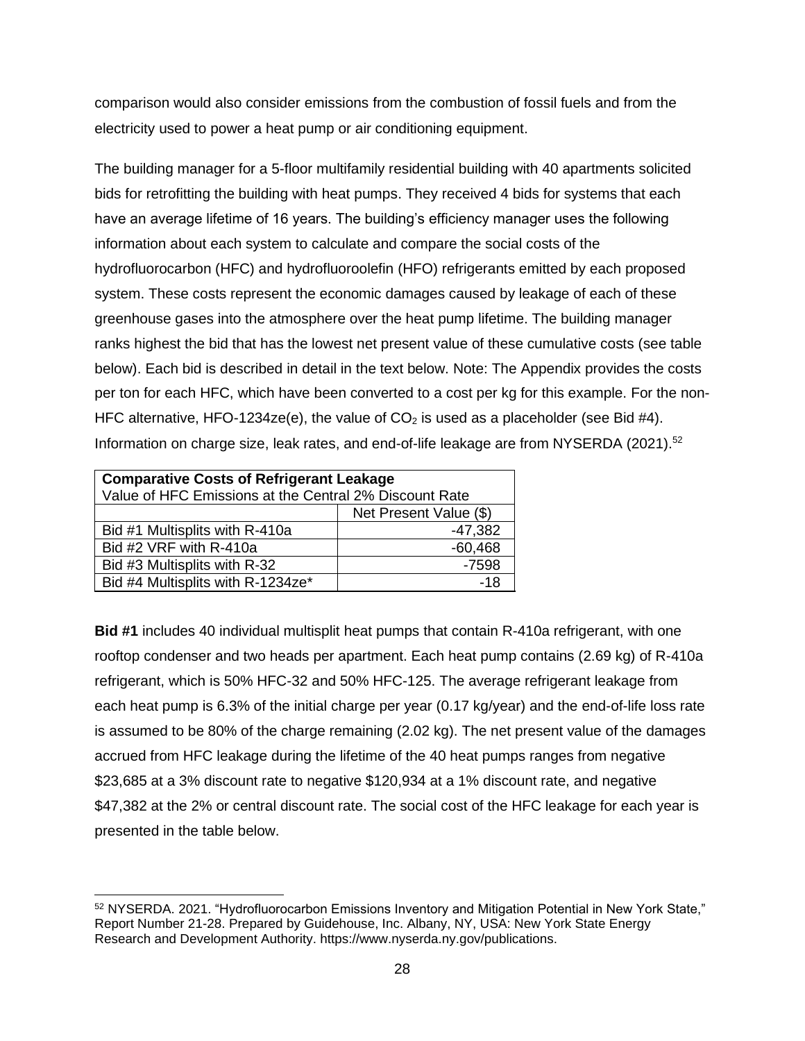comparison would also consider emissions from the combustion of fossil fuels and from the electricity used to power a heat pump or air conditioning equipment.

The building manager for a 5-floor multifamily residential building with 40 apartments solicited bids for retrofitting the building with heat pumps. They received 4 bids for systems that each have an average lifetime of 16 years. The building's efficiency manager uses the following information about each system to calculate and compare the social costs of the hydrofluorocarbon (HFC) and hydrofluoroolefin (HFO) refrigerants emitted by each proposed system. These costs represent the economic damages caused by leakage of each of these greenhouse gases into the atmosphere over the heat pump lifetime. The building manager ranks highest the bid that has the lowest net present value of these cumulative costs (see table below). Each bid is described in detail in the text below. Note: The Appendix provides the costs per ton for each HFC, which have been converted to a cost per kg for this example. For the non-HFC alternative, HFO-1234ze(e), the value of $CO_2$ is used as a placeholder (see Bid #4). Information on charge size, leak rates, and end-of-life leakage are from NYSERDA (2021).[52]

| **Comparative Costs of Refrigerant Leakage** | |
|---|---|
| Value of HFC Emissions at the Central 2% Discount Rate | |
| | Net Present Value ($) |
| Bid #1 Multisplits with R-410a | -47,382 |
| Bid #2 VRF with R-410a | -60,468 |
| Bid #3 Multisplits with R-32 | -7598 |
| Bid #4 Multisplits with R-1234ze* | -18 |

**Bid #1** includes 40 individual multisplit heat pumps that contain R-410a refrigerant, with one rooftop condenser and two heads per apartment. Each heat pump contains (2.69 kg) of R-410a refrigerant, which is 50% HFC-32 and 50% HFC-125. The average refrigerant leakage from each heat pump is 6.3% of the initial charge per year (0.17 kg/year) and the end-of-life loss rate is assumed to be 80% of the charge remaining (2.02 kg). The net present value of the damages accrued from HFC leakage during the lifetime of the 40 heat pumps ranges from negative $23,685 at a 3% discount rate to negative $120,934 at a 1% discount rate, and negative $47,382 at the 2% or central discount rate. The social cost of the HFC leakage for each year is presented in the table below.

[52] NYSERDA. 2021. "Hydrofluorocarbon Emissions Inventory and Mitigation Potential in New York State," Report Number 21-28. Prepared by Guidehouse, Inc. Albany, NY, USA: New York State Energy Research and Development Authority. https://www.nyserda.ny.gov/publications.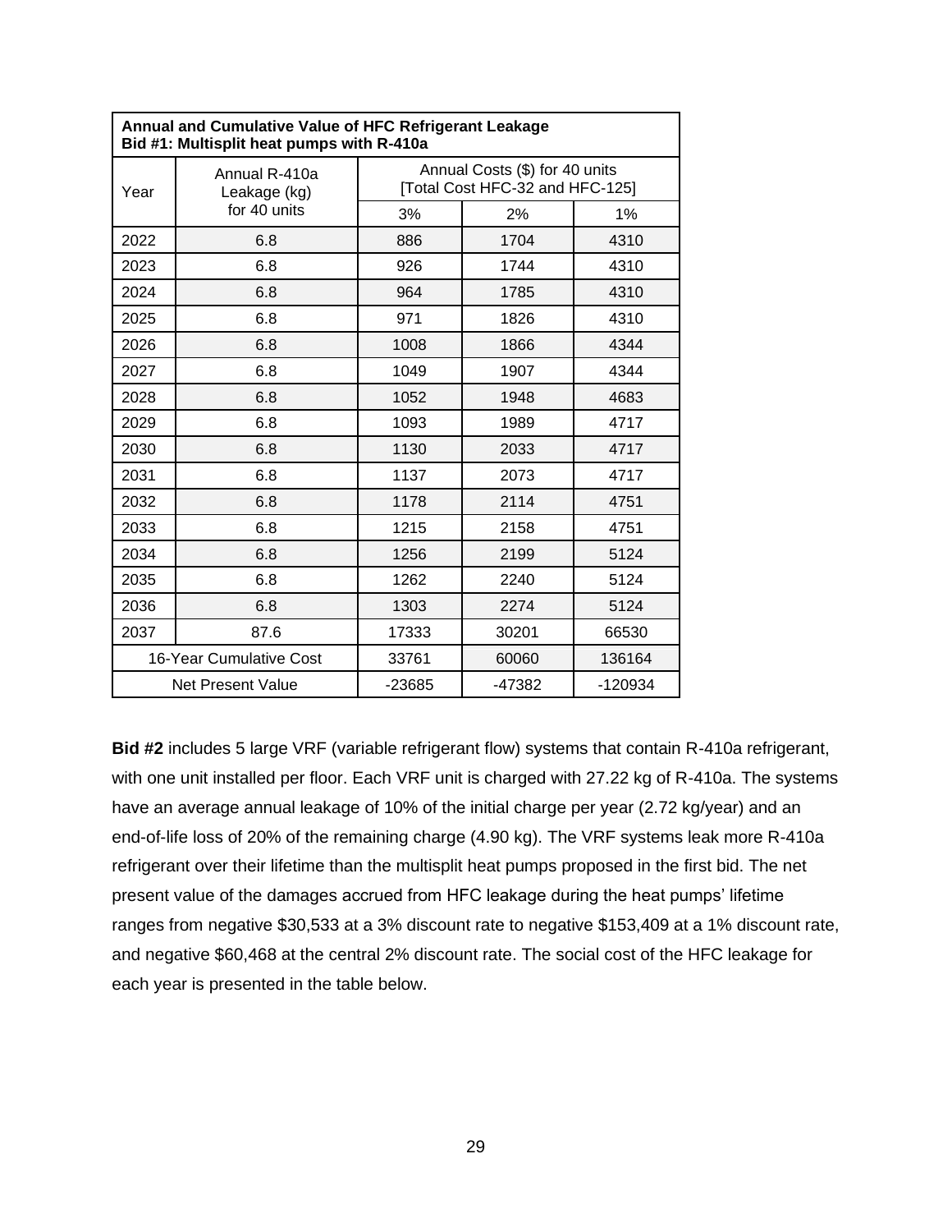| Annual and Cumulative Value of HFC Refrigerant Leakage<br>Bid #1: Multisplit heat pumps with R-410a | | | | |
|---|---|---|---|---|
| Year | Annual R-410a Leakage (kg) for 40 units | Annual Costs ($) for 40 units [Total Cost HFC-32 and HFC-125] | | |
| | | 3% | 2% | 1% |
| 2022 | 6.8 | 886 | 1704 | 4310 |
| 2023 | 6.8 | 926 | 1744 | 4310 |
| 2024 | 6.8 | 964 | 1785 | 4310 |
| 2025 | 6.8 | 971 | 1826 | 4310 |
| 2026 | 6.8 | 1008 | 1866 | 4344 |
| 2027 | 6.8 | 1049 | 1907 | 4344 |
| 2028 | 6.8 | 1052 | 1948 | 4683 |
| 2029 | 6.8 | 1093 | 1989 | 4717 |
| 2030 | 6.8 | 1130 | 2033 | 4717 |
| 2031 | 6.8 | 1137 | 2073 | 4717 |
| 2032 | 6.8 | 1178 | 2114 | 4751 |
| 2033 | 6.8 | 1215 | 2158 | 4751 |
| 2034 | 6.8 | 1256 | 2199 | 5124 |
| 2035 | 6.8 | 1262 | 2240 | 5124 |
| 2036 | 6.8 | 1303 | 2274 | 5124 |
| 2037 | 87.6 | 17333 | 30201 | 66530 |
| 16-Year Cumulative Cost | | 33761 | 60060 | 136164 |
| Net Present Value | | -23685 | -47382 | -120934 |

**Bid #2** includes 5 large VRF (variable refrigerant flow) systems that contain R-410a refrigerant, with one unit installed per floor. Each VRF unit is charged with 27.22 kg of R-410a. The systems have an average annual leakage of 10% of the initial charge per year (2.72 kg/year) and an end-of-life loss of 20% of the remaining charge (4.90 kg). The VRF systems leak more R-410a refrigerant over their lifetime than the multisplit heat pumps proposed in the first bid. The net present value of the damages accrued from HFC leakage during the heat pumps' lifetime ranges from negative $30,533 at a 3% discount rate to negative $153,409 at a 1% discount rate, and negative $60,468 at the central 2% discount rate. The social cost of the HFC leakage for each year is presented in the table below.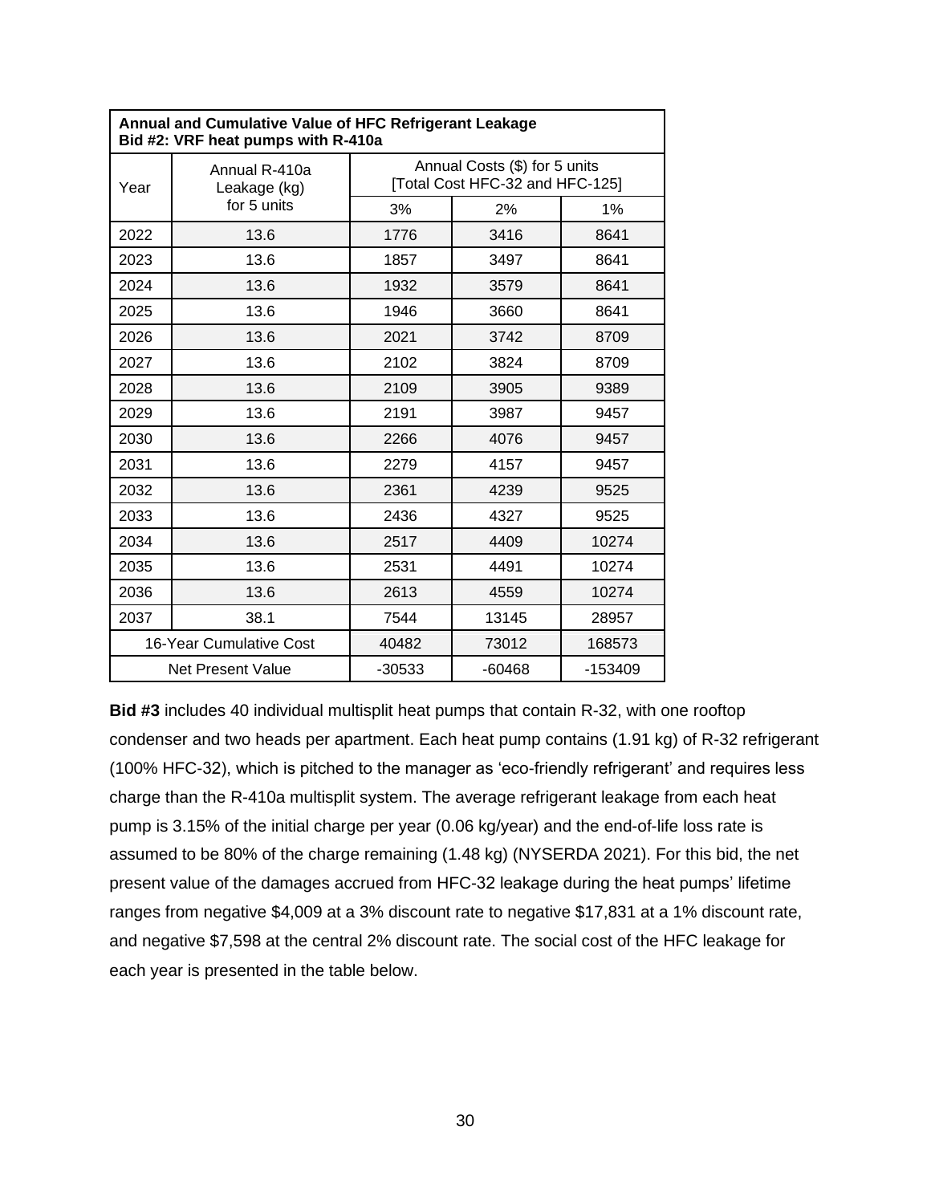| **Annual and Cumulative Value of HFC Refrigerant Leakage Bid #2: VRF heat pumps with R-410a** | | | | |
|---|---|---|---|---|
| Year | Annual R-410a Leakage (kg) for 5 units | Annual Costs ($) for 5 units [Total Cost HFC-32 and HFC-125] | | |
| | | 3% | 2% | 1% |
| 2022 | 13.6 | 1776 | 3416 | 8641 |
| 2023 | 13.6 | 1857 | 3497 | 8641 |
| 2024 | 13.6 | 1932 | 3579 | 8641 |
| 2025 | 13.6 | 1946 | 3660 | 8641 |
| 2026 | 13.6 | 2021 | 3742 | 8709 |
| 2027 | 13.6 | 2102 | 3824 | 8709 |
| 2028 | 13.6 | 2109 | 3905 | 9389 |
| 2029 | 13.6 | 2191 | 3987 | 9457 |
| 2030 | 13.6 | 2266 | 4076 | 9457 |
| 2031 | 13.6 | 2279 | 4157 | 9457 |
| 2032 | 13.6 | 2361 | 4239 | 9525 |
| 2033 | 13.6 | 2436 | 4327 | 9525 |
| 2034 | 13.6 | 2517 | 4409 | 10274 |
| 2035 | 13.6 | 2531 | 4491 | 10274 |
| 2036 | 13.6 | 2613 | 4559 | 10274 |
| 2037 | 38.1 | 7544 | 13145 | 28957 |
| 16-Year Cumulative Cost | | 40482 | 73012 | 168573 |
| Net Present Value | | -30533 | -60468 | -153409 |

**Bid #3** includes 40 individual multisplit heat pumps that contain R-32, with one rooftop condenser and two heads per apartment. Each heat pump contains (1.91 kg) of R-32 refrigerant (100% HFC-32), which is pitched to the manager as 'eco-friendly refrigerant' and requires less charge than the R-410a multisplit system. The average refrigerant leakage from each heat pump is 3.15% of the initial charge per year (0.06 kg/year) and the end-of-life loss rate is assumed to be 80% of the charge remaining (1.48 kg) (NYSERDA 2021). For this bid, the net present value of the damages accrued from HFC-32 leakage during the heat pumps' lifetime ranges from negative $4,009 at a 3% discount rate to negative $17,831 at a 1% discount rate, and negative $7,598 at the central 2% discount rate. The social cost of the HFC leakage for each year is presented in the table below.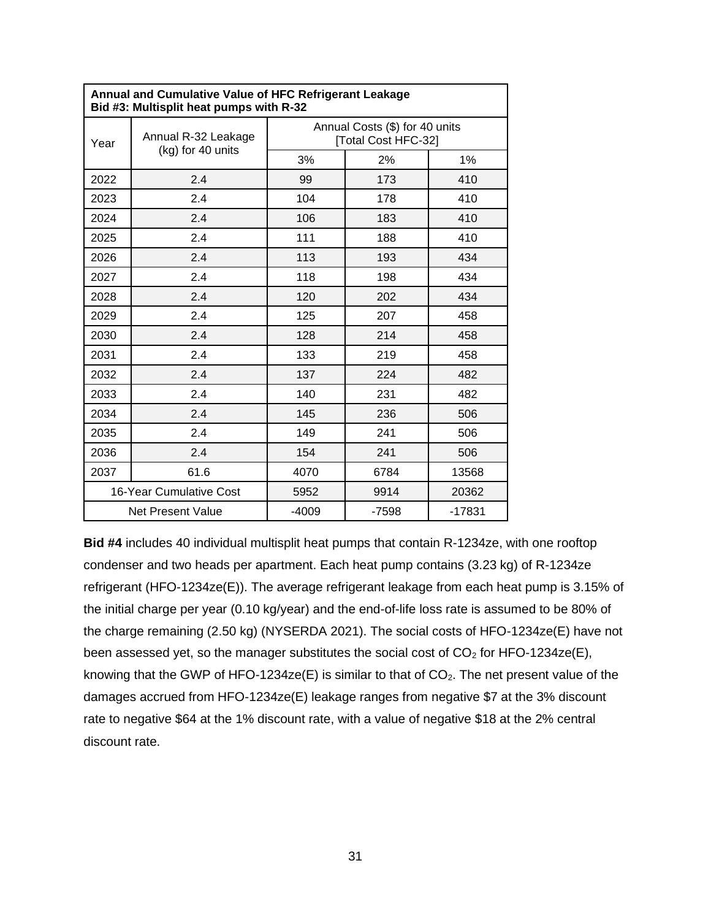| Annual and Cumulative Value of HFC Refrigerant Leakage<br>Bid #3: Multisplit heat pumps with R-32 | | | | |
|---|---|---|---|---|
| Year | Annual R-32 Leakage (kg) for 40 units | Annual Costs ($) for 40 units [Total Cost HFC-32] | | |
| | | 3% | 2% | 1% |
| 2022 | 2.4 | 99 | 173 | 410 |
| 2023 | 2.4 | 104 | 178 | 410 |
| 2024 | 2.4 | 106 | 183 | 410 |
| 2025 | 2.4 | 111 | 188 | 410 |
| 2026 | 2.4 | 113 | 193 | 434 |
| 2027 | 2.4 | 118 | 198 | 434 |
| 2028 | 2.4 | 120 | 202 | 434 |
| 2029 | 2.4 | 125 | 207 | 458 |
| 2030 | 2.4 | 128 | 214 | 458 |
| 2031 | 2.4 | 133 | 219 | 458 |
| 2032 | 2.4 | 137 | 224 | 482 |
| 2033 | 2.4 | 140 | 231 | 482 |
| 2034 | 2.4 | 145 | 236 | 506 |
| 2035 | 2.4 | 149 | 241 | 506 |
| 2036 | 2.4 | 154 | 241 | 506 |
| 2037 | 61.6 | 4070 | 6784 | 13568 |
| 16-Year Cumulative Cost | | 5952 | 9914 | 20362 |
| Net Present Value | | -4009 | -7598 | -17831 |

**Bid #4** includes 40 individual multisplit heat pumps that contain R-1234ze, with one rooftop condenser and two heads per apartment. Each heat pump contains (3.23 kg) of R-1234ze refrigerant (HFO-1234ze(E)). The average refrigerant leakage from each heat pump is 3.15% of the initial charge per year (0.10 kg/year) and the end-of-life loss rate is assumed to be 80% of the charge remaining (2.50 kg) (NYSERDA 2021). The social costs of HFO-1234ze(E) have not been assessed yet, so the manager substitutes the social cost of $CO_2$ for HFO-1234ze(E), knowing that the GWP of HFO-1234ze(E) is similar to that of $CO_2$. The net present value of the damages accrued from HFO-1234ze(E) leakage ranges from negative $7 at the 3% discount rate to negative $64 at the 1% discount rate, with a value of negative $18 at the 2% central discount rate.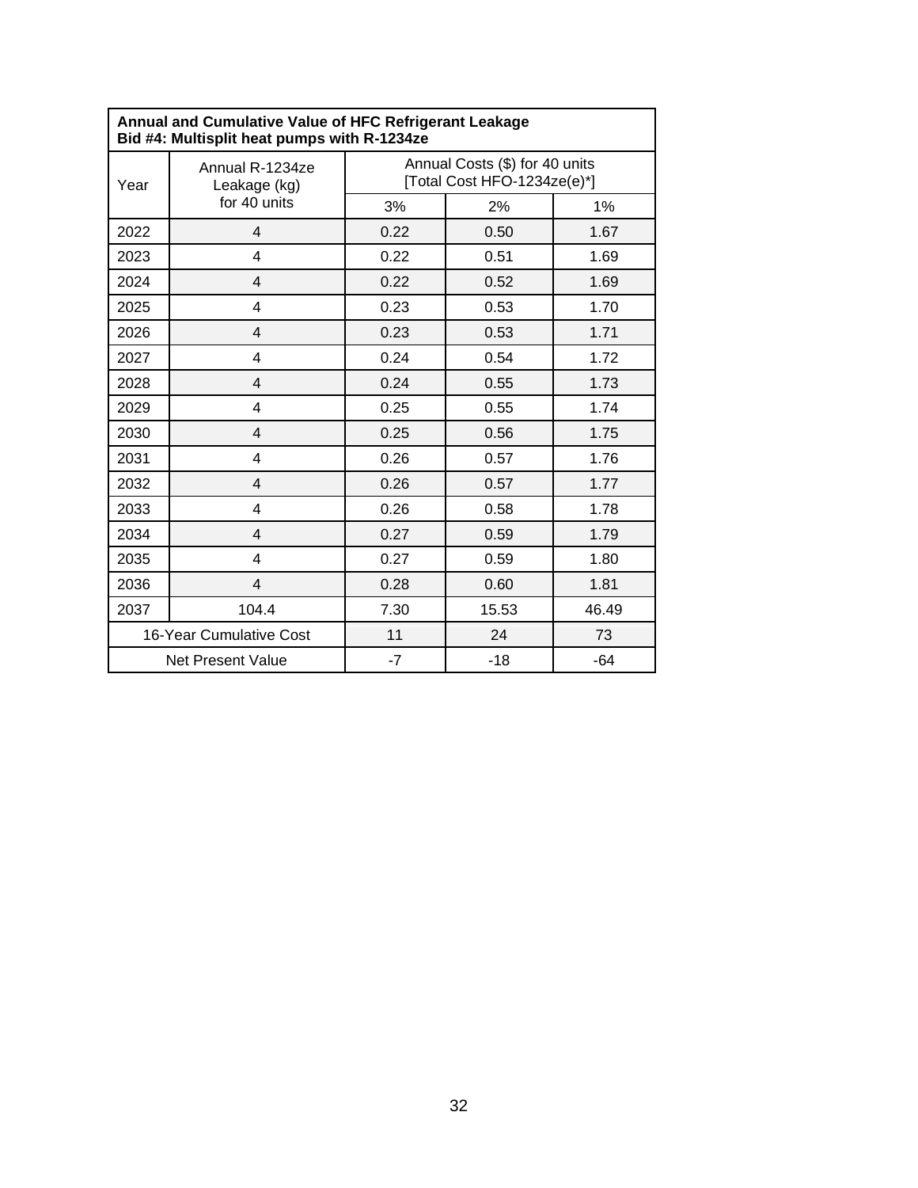| **Annual and Cumulative Value of HFC Refrigerant Leakage Bid #4: Multisplit heat pumps with R-1234ze** | | | | |
|---|---|---|---|---|
| Year | Annual R-1234ze Leakage (kg) for 40 units | Annual Costs ($) for 40 units [Total Cost HFO-1234ze(e)*] | | |
| | | 3% | 2% | 1% |
| 2022 | 4 | 0.22 | 0.50 | 1.67 |
| 2023 | 4 | 0.22 | 0.51 | 1.69 |
| 2024 | 4 | 0.22 | 0.52 | 1.69 |
| 2025 | 4 | 0.23 | 0.53 | 1.70 |
| 2026 | 4 | 0.23 | 0.53 | 1.71 |
| 2027 | 4 | 0.24 | 0.54 | 1.72 |
| 2028 | 4 | 0.24 | 0.55 | 1.73 |
| 2029 | 4 | 0.25 | 0.55 | 1.74 |
| 2030 | 4 | 0.25 | 0.56 | 1.75 |
| 2031 | 4 | 0.26 | 0.57 | 1.76 |
| 2032 | 4 | 0.26 | 0.57 | 1.77 |
| 2033 | 4 | 0.26 | 0.58 | 1.78 |
| 2034 | 4 | 0.27 | 0.59 | 1.79 |
| 2035 | 4 | 0.27 | 0.59 | 1.80 |
| 2036 | 4 | 0.28 | 0.60 | 1.81 |
| 2037 | 104.4 | 7.30 | 15.53 | 46.49 |
| 16-Year Cumulative Cost | | 11 | 24 | 73 |
| Net Present Value | | -7 | -18 | -64 |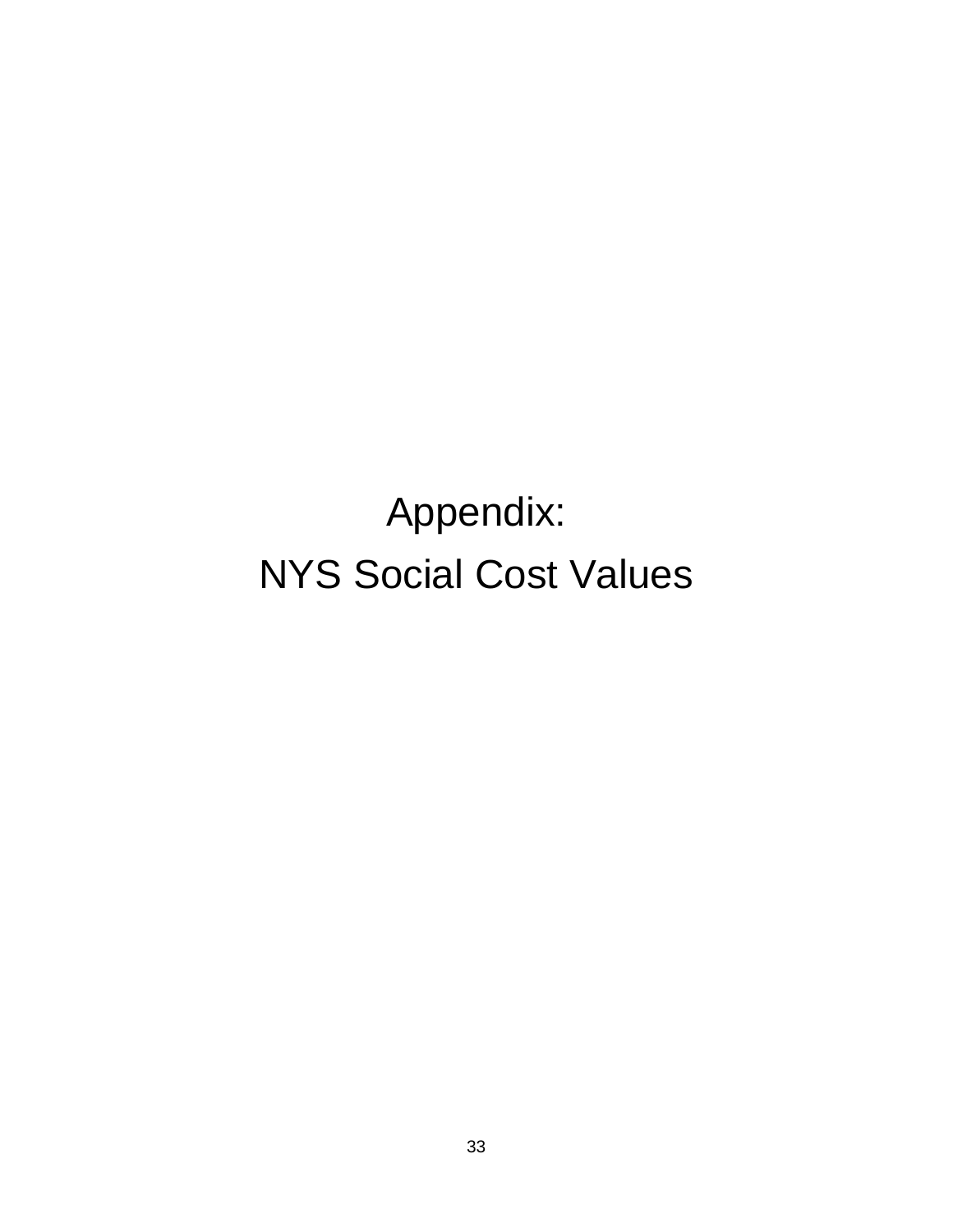# Appendix:
# NYS Social Cost Values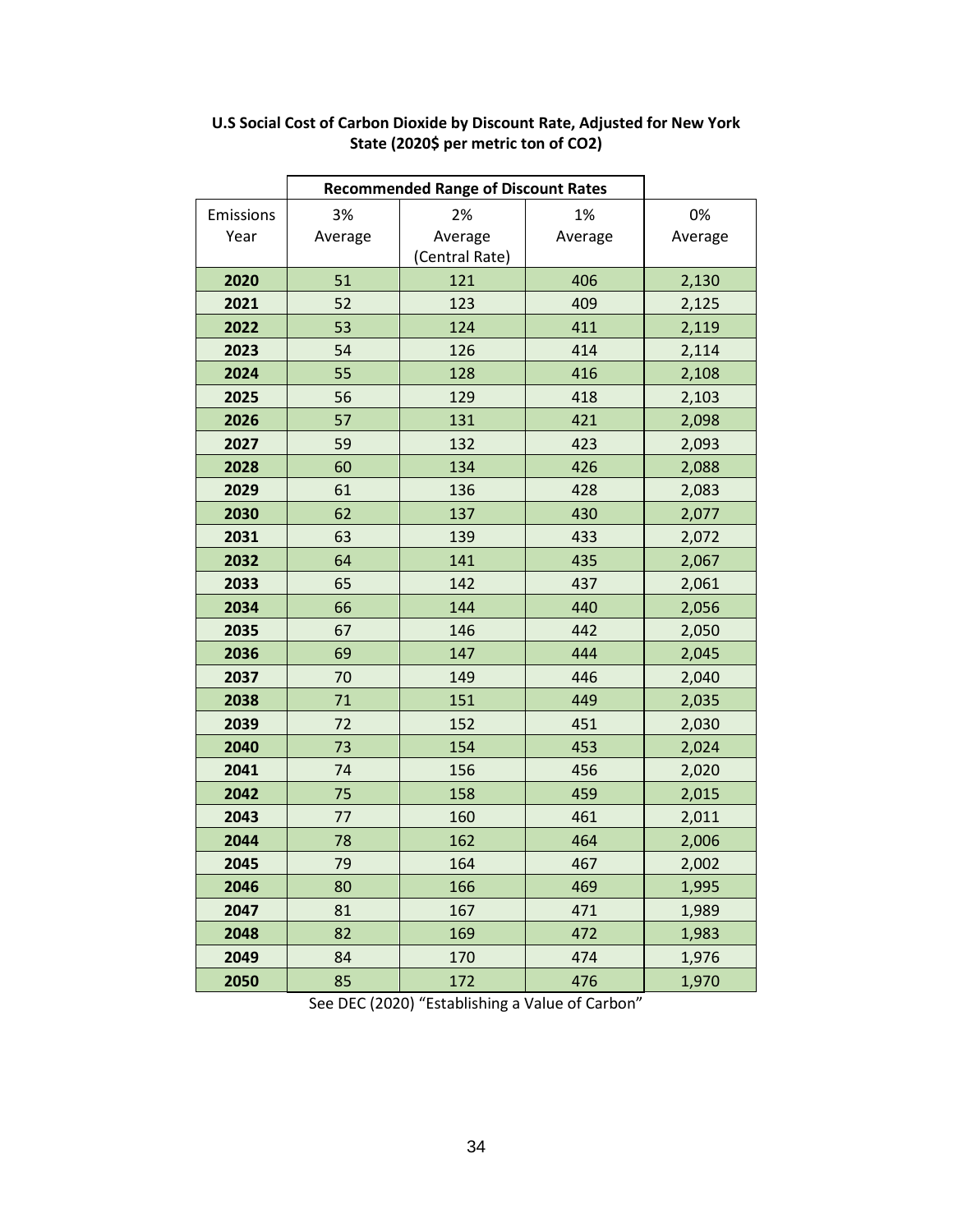**U.S Social Cost of Carbon Dioxide by Discount Rate, Adjusted for New York State (2020$ per metric ton of $CO_2$)**

| | Recommended Range of Discount Rates | | | |
|---|---|---|---|---|
| Emissions Year | 3% Average | 2% Average (Central Rate) | 1% Average | 0% Average |
| **2020** | 51 | 121 | 406 | 2,130 |
| **2021** | 52 | 123 | 409 | 2,125 |
| **2022** | 53 | 124 | 411 | 2,119 |
| **2023** | 54 | 126 | 414 | 2,114 |
| **2024** | 55 | 128 | 416 | 2,108 |
| **2025** | 56 | 129 | 418 | 2,103 |
| **2026** | 57 | 131 | 421 | 2,098 |
| **2027** | 59 | 132 | 423 | 2,093 |
| **2028** | 60 | 134 | 426 | 2,088 |
| **2029** | 61 | 136 | 428 | 2,083 |
| **2030** | 62 | 137 | 430 | 2,077 |
| **2031** | 63 | 139 | 433 | 2,072 |
| **2032** | 64 | 141 | 435 | 2,067 |
| **2033** | 65 | 142 | 437 | 2,061 |
| **2034** | 66 | 144 | 440 | 2,056 |
| **2035** | 67 | 146 | 442 | 2,050 |
| **2036** | 69 | 147 | 444 | 2,045 |
| **2037** | 70 | 149 | 446 | 2,040 |
| **2038** | 71 | 151 | 449 | 2,035 |
| **2039** | 72 | 152 | 451 | 2,030 |
| **2040** | 73 | 154 | 453 | 2,024 |
| **2041** | 74 | 156 | 456 | 2,020 |
| **2042** | 75 | 158 | 459 | 2,015 |
| **2043** | 77 | 160 | 461 | 2,011 |
| **2044** | 78 | 162 | 464 | 2,006 |
| **2045** | 79 | 164 | 467 | 2,002 |
| **2046** | 80 | 166 | 469 | 1,995 |
| **2047** | 81 | 167 | 471 | 1,989 |
| **2048** | 82 | 169 | 472 | 1,983 |
| **2049** | 84 | 170 | 474 | 1,976 |
| **2050** | 85 | 172 | 476 | 1,970 |

See DEC (2020) "Establishing a Value of Carbon"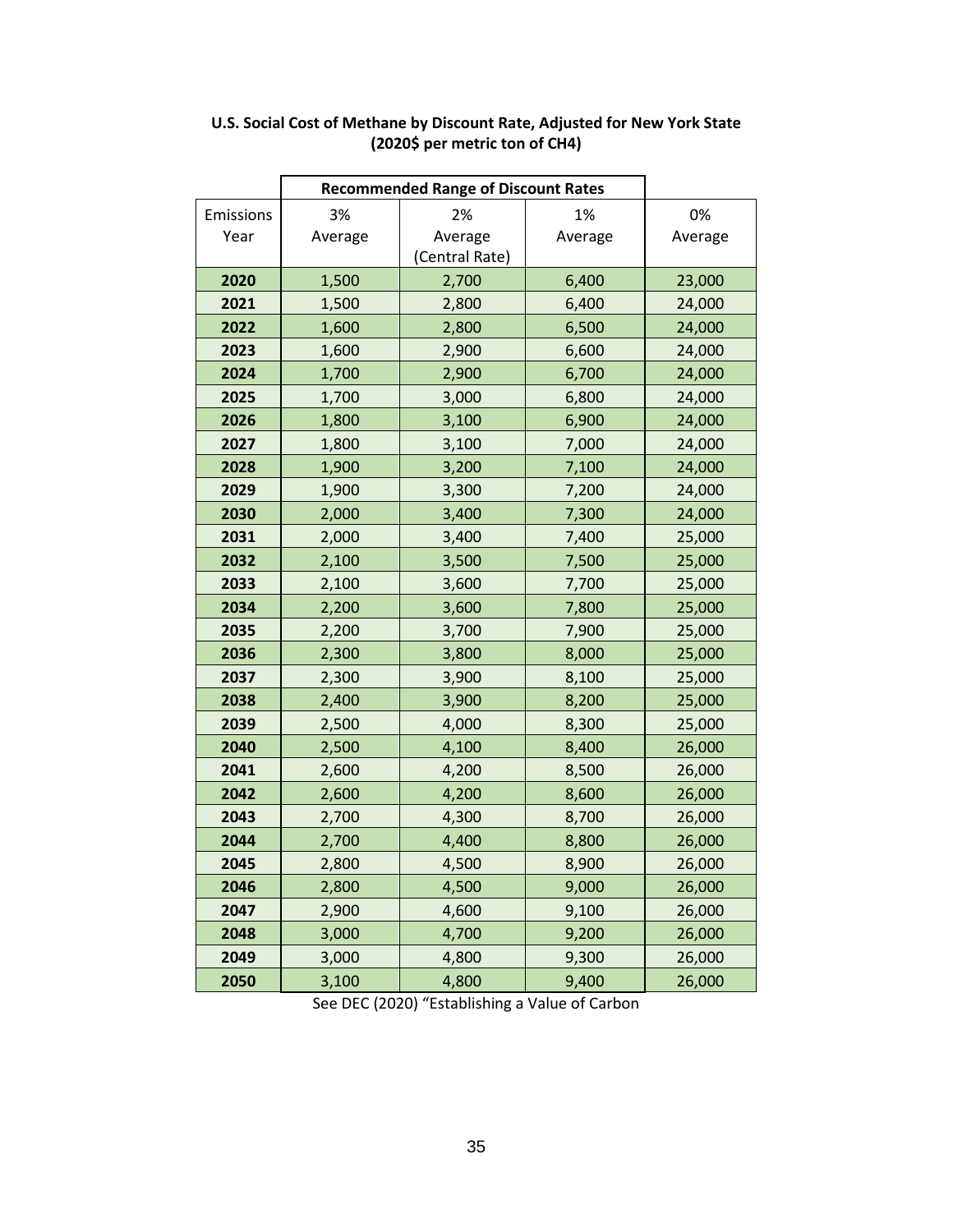**U.S. Social Cost of Methane by Discount Rate, Adjusted for New York State (2020$ per metric ton of $CH_4$)**

| | Recommended Range of Discount Rates | | | |
|---|---|---|---|---|
| Emissions Year | 3% Average | 2% Average (Central Rate) | 1% Average | 0% Average |
| **2020** | 1,500 | 2,700 | 6,400 | 23,000 |
| **2021** | 1,500 | 2,800 | 6,400 | 24,000 |
| **2022** | 1,600 | 2,800 | 6,500 | 24,000 |
| **2023** | 1,600 | 2,900 | 6,600 | 24,000 |
| **2024** | 1,700 | 2,900 | 6,700 | 24,000 |
| **2025** | 1,700 | 3,000 | 6,800 | 24,000 |
| **2026** | 1,800 | 3,100 | 6,900 | 24,000 |
| **2027** | 1,800 | 3,100 | 7,000 | 24,000 |
| **2028** | 1,900 | 3,200 | 7,100 | 24,000 |
| **2029** | 1,900 | 3,300 | 7,200 | 24,000 |
| **2030** | 2,000 | 3,400 | 7,300 | 24,000 |
| **2031** | 2,000 | 3,400 | 7,400 | 25,000 |
| **2032** | 2,100 | 3,500 | 7,500 | 25,000 |
| **2033** | 2,100 | 3,600 | 7,700 | 25,000 |
| **2034** | 2,200 | 3,600 | 7,800 | 25,000 |
| **2035** | 2,200 | 3,700 | 7,900 | 25,000 |
| **2036** | 2,300 | 3,800 | 8,000 | 25,000 |
| **2037** | 2,300 | 3,900 | 8,100 | 25,000 |
| **2038** | 2,400 | 3,900 | 8,200 | 25,000 |
| **2039** | 2,500 | 4,000 | 8,300 | 25,000 |
| **2040** | 2,500 | 4,100 | 8,400 | 26,000 |
| **2041** | 2,600 | 4,200 | 8,500 | 26,000 |
| **2042** | 2,600 | 4,200 | 8,600 | 26,000 |
| **2043** | 2,700 | 4,300 | 8,700 | 26,000 |
| **2044** | 2,700 | 4,400 | 8,800 | 26,000 |
| **2045** | 2,800 | 4,500 | 8,900 | 26,000 |
| **2046** | 2,800 | 4,500 | 9,000 | 26,000 |
| **2047** | 2,900 | 4,600 | 9,100 | 26,000 |
| **2048** | 3,000 | 4,700 | 9,200 | 26,000 |
| **2049** | 3,000 | 4,800 | 9,300 | 26,000 |
| **2050** | 3,100 | 4,800 | 9,400 | 26,000 |

See DEC (2020) "Establishing a Value of Carbon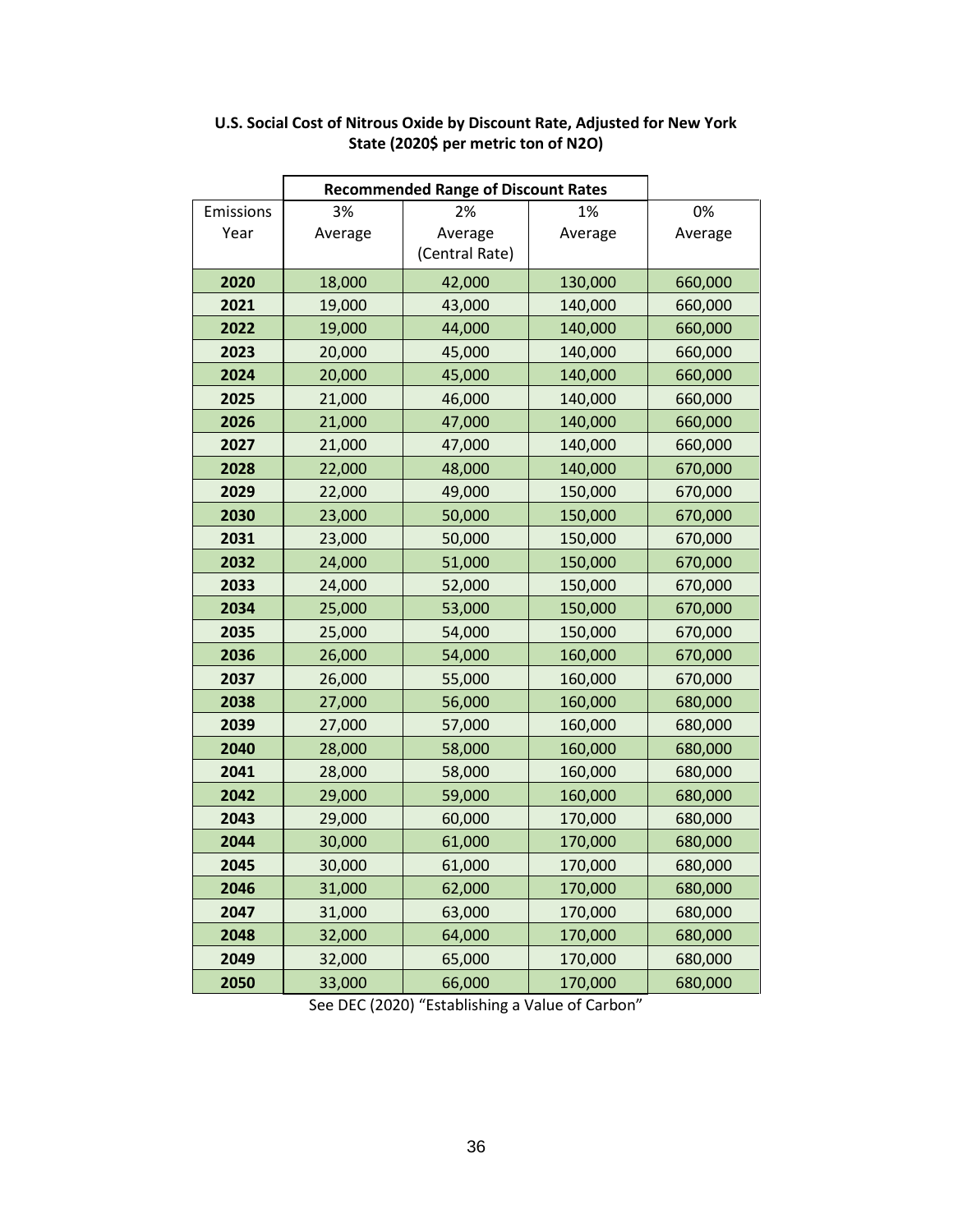**U.S. Social Cost of Nitrous Oxide by Discount Rate, Adjusted for New York State (2020$ per metric ton of N2O)**

| | Recommended Range of Discount Rates | | | |
|---|---|---|---|---|
| Emissions Year | 3% Average | 2% Average (Central Rate) | 1% Average | 0% Average |
| **2020** | 18,000 | 42,000 | 130,000 | 660,000 |
| **2021** | 19,000 | 43,000 | 140,000 | 660,000 |
| **2022** | 19,000 | 44,000 | 140,000 | 660,000 |
| **2023** | 20,000 | 45,000 | 140,000 | 660,000 |
| **2024** | 20,000 | 45,000 | 140,000 | 660,000 |
| **2025** | 21,000 | 46,000 | 140,000 | 660,000 |
| **2026** | 21,000 | 47,000 | 140,000 | 660,000 |
| **2027** | 21,000 | 47,000 | 140,000 | 660,000 |
| **2028** | 22,000 | 48,000 | 140,000 | 670,000 |
| **2029** | 22,000 | 49,000 | 150,000 | 670,000 |
| **2030** | 23,000 | 50,000 | 150,000 | 670,000 |
| **2031** | 23,000 | 50,000 | 150,000 | 670,000 |
| **2032** | 24,000 | 51,000 | 150,000 | 670,000 |
| **2033** | 24,000 | 52,000 | 150,000 | 670,000 |
| **2034** | 25,000 | 53,000 | 150,000 | 670,000 |
| **2035** | 25,000 | 54,000 | 150,000 | 670,000 |
| **2036** | 26,000 | 54,000 | 160,000 | 670,000 |
| **2037** | 26,000 | 55,000 | 160,000 | 670,000 |
| **2038** | 27,000 | 56,000 | 160,000 | 680,000 |
| **2039** | 27,000 | 57,000 | 160,000 | 680,000 |
| **2040** | 28,000 | 58,000 | 160,000 | 680,000 |
| **2041** | 28,000 | 58,000 | 160,000 | 680,000 |
| **2042** | 29,000 | 59,000 | 160,000 | 680,000 |
| **2043** | 29,000 | 60,000 | 170,000 | 680,000 |
| **2044** | 30,000 | 61,000 | 170,000 | 680,000 |
| **2045** | 30,000 | 61,000 | 170,000 | 680,000 |
| **2046** | 31,000 | 62,000 | 170,000 | 680,000 |
| **2047** | 31,000 | 63,000 | 170,000 | 680,000 |
| **2048** | 32,000 | 64,000 | 170,000 | 680,000 |
| **2049** | 32,000 | 65,000 | 170,000 | 680,000 |
| **2050** | 33,000 | 66,000 | 170,000 | 680,000 |

See DEC (2020) "Establishing a Value of Carbon"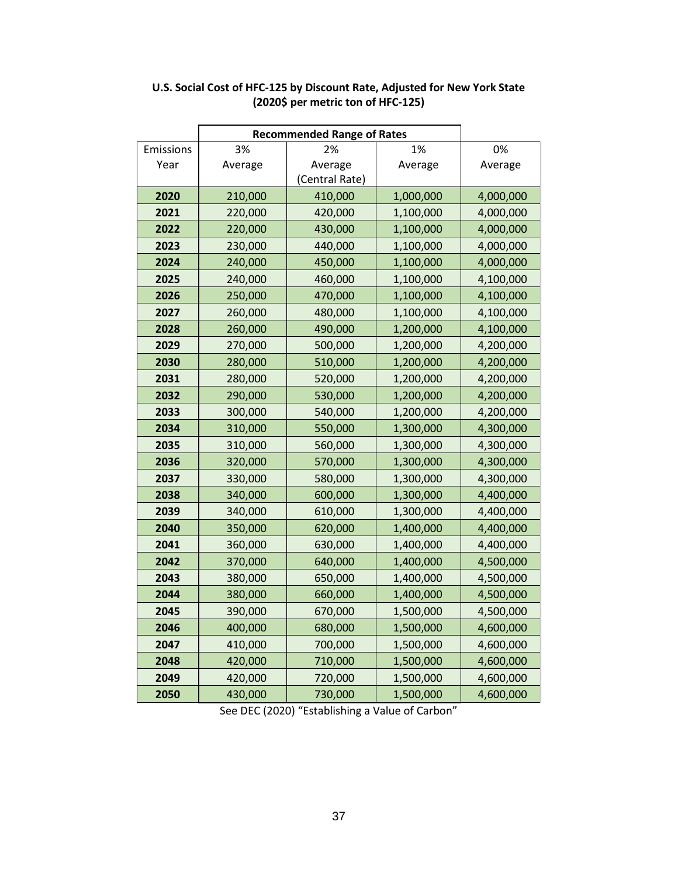**U.S. Social Cost of HFC-125 by Discount Rate, Adjusted for New York State (2020$ per metric ton of HFC-125)**

| | Recommended Range of Rates | | | |
|---|---|---|---|---|
| Emissions Year | 3% Average | 2% Average (Central Rate) | 1% Average | 0% Average |
| **2020** | 210,000 | 410,000 | 1,000,000 | 4,000,000 |
| **2021** | 220,000 | 420,000 | 1,100,000 | 4,000,000 |
| **2022** | 220,000 | 430,000 | 1,100,000 | 4,000,000 |
| **2023** | 230,000 | 440,000 | 1,100,000 | 4,000,000 |
| **2024** | 240,000 | 450,000 | 1,100,000 | 4,000,000 |
| **2025** | 240,000 | 460,000 | 1,100,000 | 4,100,000 |
| **2026** | 250,000 | 470,000 | 1,100,000 | 4,100,000 |
| **2027** | 260,000 | 480,000 | 1,100,000 | 4,100,000 |
| **2028** | 260,000 | 490,000 | 1,200,000 | 4,100,000 |
| **2029** | 270,000 | 500,000 | 1,200,000 | 4,200,000 |
| **2030** | 280,000 | 510,000 | 1,200,000 | 4,200,000 |
| **2031** | 280,000 | 520,000 | 1,200,000 | 4,200,000 |
| **2032** | 290,000 | 530,000 | 1,200,000 | 4,200,000 |
| **2033** | 300,000 | 540,000 | 1,200,000 | 4,200,000 |
| **2034** | 310,000 | 550,000 | 1,300,000 | 4,300,000 |
| **2035** | 310,000 | 560,000 | 1,300,000 | 4,300,000 |
| **2036** | 320,000 | 570,000 | 1,300,000 | 4,300,000 |
| **2037** | 330,000 | 580,000 | 1,300,000 | 4,300,000 |
| **2038** | 340,000 | 600,000 | 1,300,000 | 4,400,000 |
| **2039** | 340,000 | 610,000 | 1,300,000 | 4,400,000 |
| **2040** | 350,000 | 620,000 | 1,400,000 | 4,400,000 |
| **2041** | 360,000 | 630,000 | 1,400,000 | 4,400,000 |
| **2042** | 370,000 | 640,000 | 1,400,000 | 4,500,000 |
| **2043** | 380,000 | 650,000 | 1,400,000 | 4,500,000 |
| **2044** | 380,000 | 660,000 | 1,400,000 | 4,500,000 |
| **2045** | 390,000 | 670,000 | 1,500,000 | 4,500,000 |
| **2046** | 400,000 | 680,000 | 1,500,000 | 4,600,000 |
| **2047** | 410,000 | 700,000 | 1,500,000 | 4,600,000 |
| **2048** | 420,000 | 710,000 | 1,500,000 | 4,600,000 |
| **2049** | 420,000 | 720,000 | 1,500,000 | 4,600,000 |
| **2050** | 430,000 | 730,000 | 1,500,000 | 4,600,000 |

See DEC (2020) "Establishing a Value of Carbon"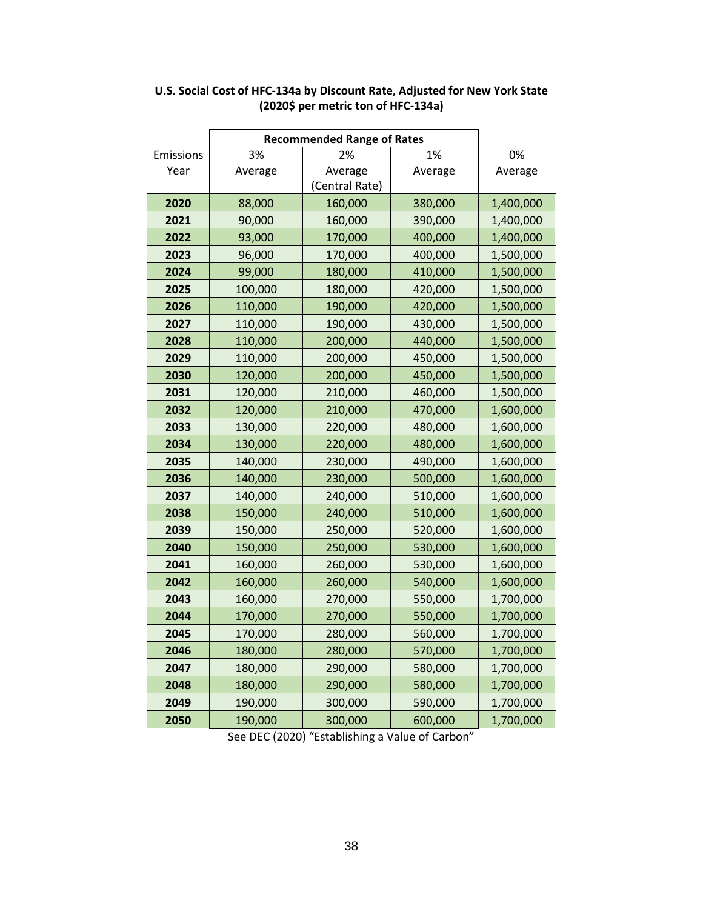**U.S. Social Cost of HFC-134a by Discount Rate, Adjusted for New York State (2020$ per metric ton of HFC-134a)**

| | Recommended Range of Rates | | | |
|---|---|---|---|---|
| Emissions Year | 3% Average | 2% Average (Central Rate) | 1% Average | 0% Average |
| **2020** | 88,000 | 160,000 | 380,000 | 1,400,000 |
| **2021** | 90,000 | 160,000 | 390,000 | 1,400,000 |
| **2022** | 93,000 | 170,000 | 400,000 | 1,400,000 |
| **2023** | 96,000 | 170,000 | 400,000 | 1,500,000 |
| **2024** | 99,000 | 180,000 | 410,000 | 1,500,000 |
| **2025** | 100,000 | 180,000 | 420,000 | 1,500,000 |
| **2026** | 110,000 | 190,000 | 420,000 | 1,500,000 |
| **2027** | 110,000 | 190,000 | 430,000 | 1,500,000 |
| **2028** | 110,000 | 200,000 | 440,000 | 1,500,000 |
| **2029** | 110,000 | 200,000 | 450,000 | 1,500,000 |
| **2030** | 120,000 | 200,000 | 450,000 | 1,500,000 |
| **2031** | 120,000 | 210,000 | 460,000 | 1,500,000 |
| **2032** | 120,000 | 210,000 | 470,000 | 1,600,000 |
| **2033** | 130,000 | 220,000 | 480,000 | 1,600,000 |
| **2034** | 130,000 | 220,000 | 480,000 | 1,600,000 |
| **2035** | 140,000 | 230,000 | 490,000 | 1,600,000 |
| **2036** | 140,000 | 230,000 | 500,000 | 1,600,000 |
| **2037** | 140,000 | 240,000 | 510,000 | 1,600,000 |
| **2038** | 150,000 | 240,000 | 510,000 | 1,600,000 |
| **2039** | 150,000 | 250,000 | 520,000 | 1,600,000 |
| **2040** | 150,000 | 250,000 | 530,000 | 1,600,000 |
| **2041** | 160,000 | 260,000 | 530,000 | 1,600,000 |
| **2042** | 160,000 | 260,000 | 540,000 | 1,600,000 |
| **2043** | 160,000 | 270,000 | 550,000 | 1,700,000 |
| **2044** | 170,000 | 270,000 | 550,000 | 1,700,000 |
| **2045** | 170,000 | 280,000 | 560,000 | 1,700,000 |
| **2046** | 180,000 | 280,000 | 570,000 | 1,700,000 |
| **2047** | 180,000 | 290,000 | 580,000 | 1,700,000 |
| **2048** | 180,000 | 290,000 | 580,000 | 1,700,000 |
| **2049** | 190,000 | 300,000 | 590,000 | 1,700,000 |
| **2050** | 190,000 | 300,000 | 600,000 | 1,700,000 |

See DEC (2020) "Establishing a Value of Carbon"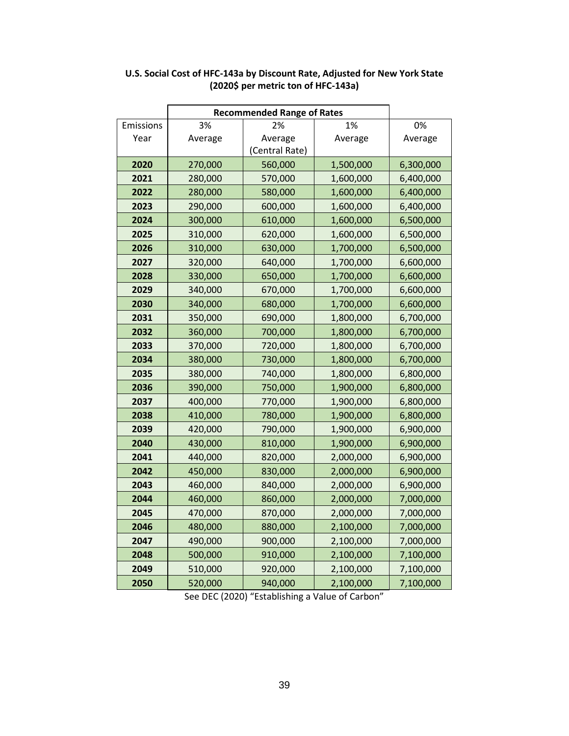**U.S. Social Cost of HFC-143a by Discount Rate, Adjusted for New York State (2020$ per metric ton of HFC-143a)**

| | Recommended Range of Rates | | | |
|---|---|---|---|---|
| Emissions Year | 3% Average | 2% Average (Central Rate) | 1% Average | 0% Average |
| **2020** | 270,000 | 560,000 | 1,500,000 | 6,300,000 |
| **2021** | 280,000 | 570,000 | 1,600,000 | 6,400,000 |
| **2022** | 280,000 | 580,000 | 1,600,000 | 6,400,000 |
| **2023** | 290,000 | 600,000 | 1,600,000 | 6,400,000 |
| **2024** | 300,000 | 610,000 | 1,600,000 | 6,500,000 |
| **2025** | 310,000 | 620,000 | 1,600,000 | 6,500,000 |
| **2026** | 310,000 | 630,000 | 1,700,000 | 6,500,000 |
| **2027** | 320,000 | 640,000 | 1,700,000 | 6,600,000 |
| **2028** | 330,000 | 650,000 | 1,700,000 | 6,600,000 |
| **2029** | 340,000 | 670,000 | 1,700,000 | 6,600,000 |
| **2030** | 340,000 | 680,000 | 1,700,000 | 6,600,000 |
| **2031** | 350,000 | 690,000 | 1,800,000 | 6,700,000 |
| **2032** | 360,000 | 700,000 | 1,800,000 | 6,700,000 |
| **2033** | 370,000 | 720,000 | 1,800,000 | 6,700,000 |
| **2034** | 380,000 | 730,000 | 1,800,000 | 6,700,000 |
| **2035** | 380,000 | 740,000 | 1,800,000 | 6,800,000 |
| **2036** | 390,000 | 750,000 | 1,900,000 | 6,800,000 |
| **2037** | 400,000 | 770,000 | 1,900,000 | 6,800,000 |
| **2038** | 410,000 | 780,000 | 1,900,000 | 6,800,000 |
| **2039** | 420,000 | 790,000 | 1,900,000 | 6,900,000 |
| **2040** | 430,000 | 810,000 | 1,900,000 | 6,900,000 |
| **2041** | 440,000 | 820,000 | 2,000,000 | 6,900,000 |
| **2042** | 450,000 | 830,000 | 2,000,000 | 6,900,000 |
| **2043** | 460,000 | 840,000 | 2,000,000 | 6,900,000 |
| **2044** | 460,000 | 860,000 | 2,000,000 | 7,000,000 |
| **2045** | 470,000 | 870,000 | 2,000,000 | 7,000,000 |
| **2046** | 480,000 | 880,000 | 2,100,000 | 7,000,000 |
| **2047** | 490,000 | 900,000 | 2,100,000 | 7,000,000 |
| **2048** | 500,000 | 910,000 | 2,100,000 | 7,100,000 |
| **2049** | 510,000 | 920,000 | 2,100,000 | 7,100,000 |
| **2050** | 520,000 | 940,000 | 2,100,000 | 7,100,000 |

See DEC (2020) "Establishing a Value of Carbon"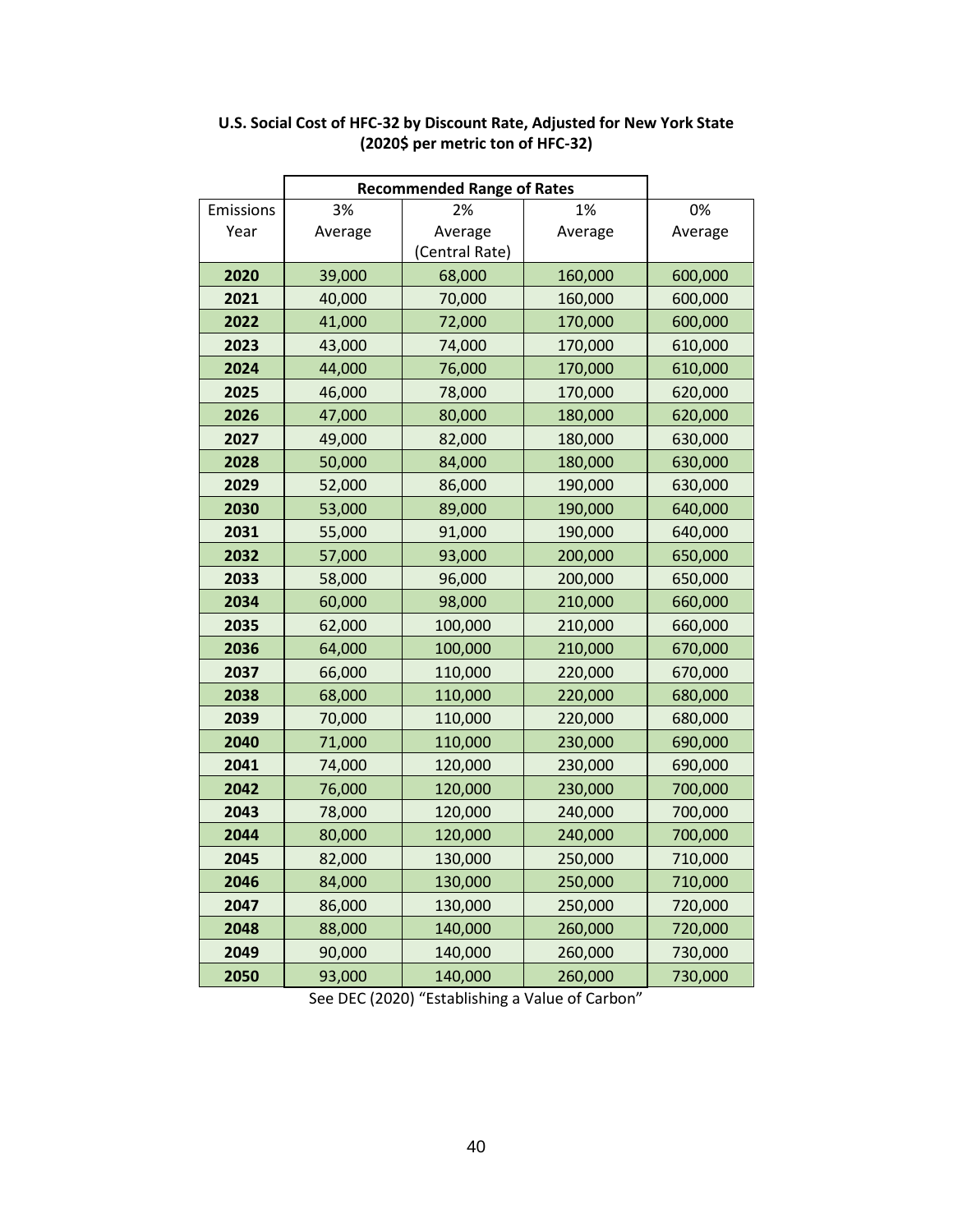**U.S. Social Cost of HFC-32 by Discount Rate, Adjusted for New York State (2020$ per metric ton of HFC-32)**

| | Recommended Range of Rates | | | |
|---|---|---|---|---|
| Emissions Year | 3% Average | 2% Average (Central Rate) | 1% Average | 0% Average |
| **2020** | 39,000 | 68,000 | 160,000 | 600,000 |
| **2021** | 40,000 | 70,000 | 160,000 | 600,000 |
| **2022** | 41,000 | 72,000 | 170,000 | 600,000 |
| **2023** | 43,000 | 74,000 | 170,000 | 610,000 |
| **2024** | 44,000 | 76,000 | 170,000 | 610,000 |
| **2025** | 46,000 | 78,000 | 170,000 | 620,000 |
| **2026** | 47,000 | 80,000 | 180,000 | 620,000 |
| **2027** | 49,000 | 82,000 | 180,000 | 630,000 |
| **2028** | 50,000 | 84,000 | 180,000 | 630,000 |
| **2029** | 52,000 | 86,000 | 190,000 | 630,000 |
| **2030** | 53,000 | 89,000 | 190,000 | 640,000 |
| **2031** | 55,000 | 91,000 | 190,000 | 640,000 |
| **2032** | 57,000 | 93,000 | 200,000 | 650,000 |
| **2033** | 58,000 | 96,000 | 200,000 | 650,000 |
| **2034** | 60,000 | 98,000 | 210,000 | 660,000 |
| **2035** | 62,000 | 100,000 | 210,000 | 660,000 |
| **2036** | 64,000 | 100,000 | 210,000 | 670,000 |
| **2037** | 66,000 | 110,000 | 220,000 | 670,000 |
| **2038** | 68,000 | 110,000 | 220,000 | 680,000 |
| **2039** | 70,000 | 110,000 | 220,000 | 680,000 |
| **2040** | 71,000 | 110,000 | 230,000 | 690,000 |
| **2041** | 74,000 | 120,000 | 230,000 | 690,000 |
| **2042** | 76,000 | 120,000 | 230,000 | 700,000 |
| **2043** | 78,000 | 120,000 | 240,000 | 700,000 |
| **2044** | 80,000 | 120,000 | 240,000 | 700,000 |
| **2045** | 82,000 | 130,000 | 250,000 | 710,000 |
| **2046** | 84,000 | 130,000 | 250,000 | 710,000 |
| **2047** | 86,000 | 130,000 | 250,000 | 720,000 |
| **2048** | 88,000 | 140,000 | 260,000 | 720,000 |
| **2049** | 90,000 | 140,000 | 260,000 | 730,000 |
| **2050** | 93,000 | 140,000 | 260,000 | 730,000 |

See DEC (2020) "Establishing a Value of Carbon"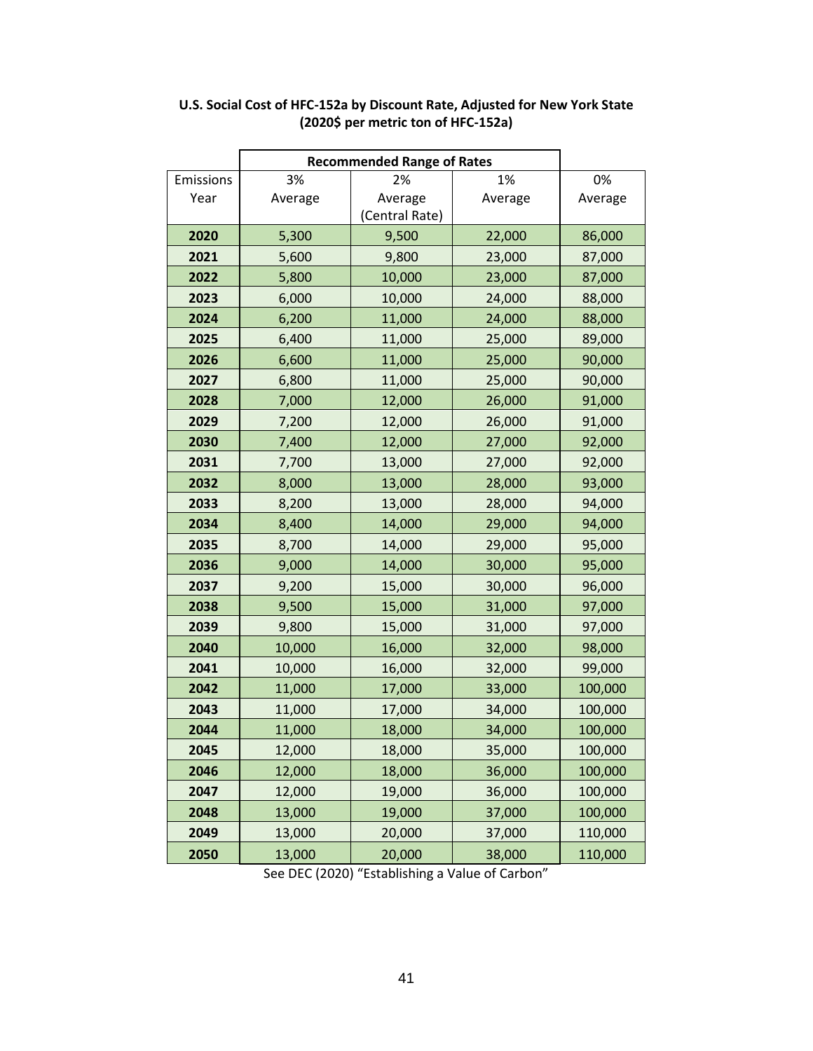**U.S. Social Cost of HFC-152a by Discount Rate, Adjusted for New York State (2020$ per metric ton of HFC-152a)**

| | Recommended Range of Rates | | | |
|---|---|---|---|---|
| Emissions Year | 3% Average | 2% Average (Central Rate) | 1% Average | 0% Average |
| **2020** | 5,300 | 9,500 | 22,000 | 86,000 |
| **2021** | 5,600 | 9,800 | 23,000 | 87,000 |
| **2022** | 5,800 | 10,000 | 23,000 | 87,000 |
| **2023** | 6,000 | 10,000 | 24,000 | 88,000 |
| **2024** | 6,200 | 11,000 | 24,000 | 88,000 |
| **2025** | 6,400 | 11,000 | 25,000 | 89,000 |
| **2026** | 6,600 | 11,000 | 25,000 | 90,000 |
| **2027** | 6,800 | 11,000 | 25,000 | 90,000 |
| **2028** | 7,000 | 12,000 | 26,000 | 91,000 |
| **2029** | 7,200 | 12,000 | 26,000 | 91,000 |
| **2030** | 7,400 | 12,000 | 27,000 | 92,000 |
| **2031** | 7,700 | 13,000 | 27,000 | 92,000 |
| **2032** | 8,000 | 13,000 | 28,000 | 93,000 |
| **2033** | 8,200 | 13,000 | 28,000 | 94,000 |
| **2034** | 8,400 | 14,000 | 29,000 | 94,000 |
| **2035** | 8,700 | 14,000 | 29,000 | 95,000 |
| **2036** | 9,000 | 14,000 | 30,000 | 95,000 |
| **2037** | 9,200 | 15,000 | 30,000 | 96,000 |
| **2038** | 9,500 | 15,000 | 31,000 | 97,000 |
| **2039** | 9,800 | 15,000 | 31,000 | 97,000 |
| **2040** | 10,000 | 16,000 | 32,000 | 98,000 |
| **2041** | 10,000 | 16,000 | 32,000 | 99,000 |
| **2042** | 11,000 | 17,000 | 33,000 | 100,000 |
| **2043** | 11,000 | 17,000 | 34,000 | 100,000 |
| **2044** | 11,000 | 18,000 | 34,000 | 100,000 |
| **2045** | 12,000 | 18,000 | 35,000 | 100,000 |
| **2046** | 12,000 | 18,000 | 36,000 | 100,000 |
| **2047** | 12,000 | 19,000 | 36,000 | 100,000 |
| **2048** | 13,000 | 19,000 | 37,000 | 100,000 |
| **2049** | 13,000 | 20,000 | 37,000 | 110,000 |
| **2050** | 13,000 | 20,000 | 38,000 | 110,000 |

See DEC (2020) "Establishing a Value of Carbon"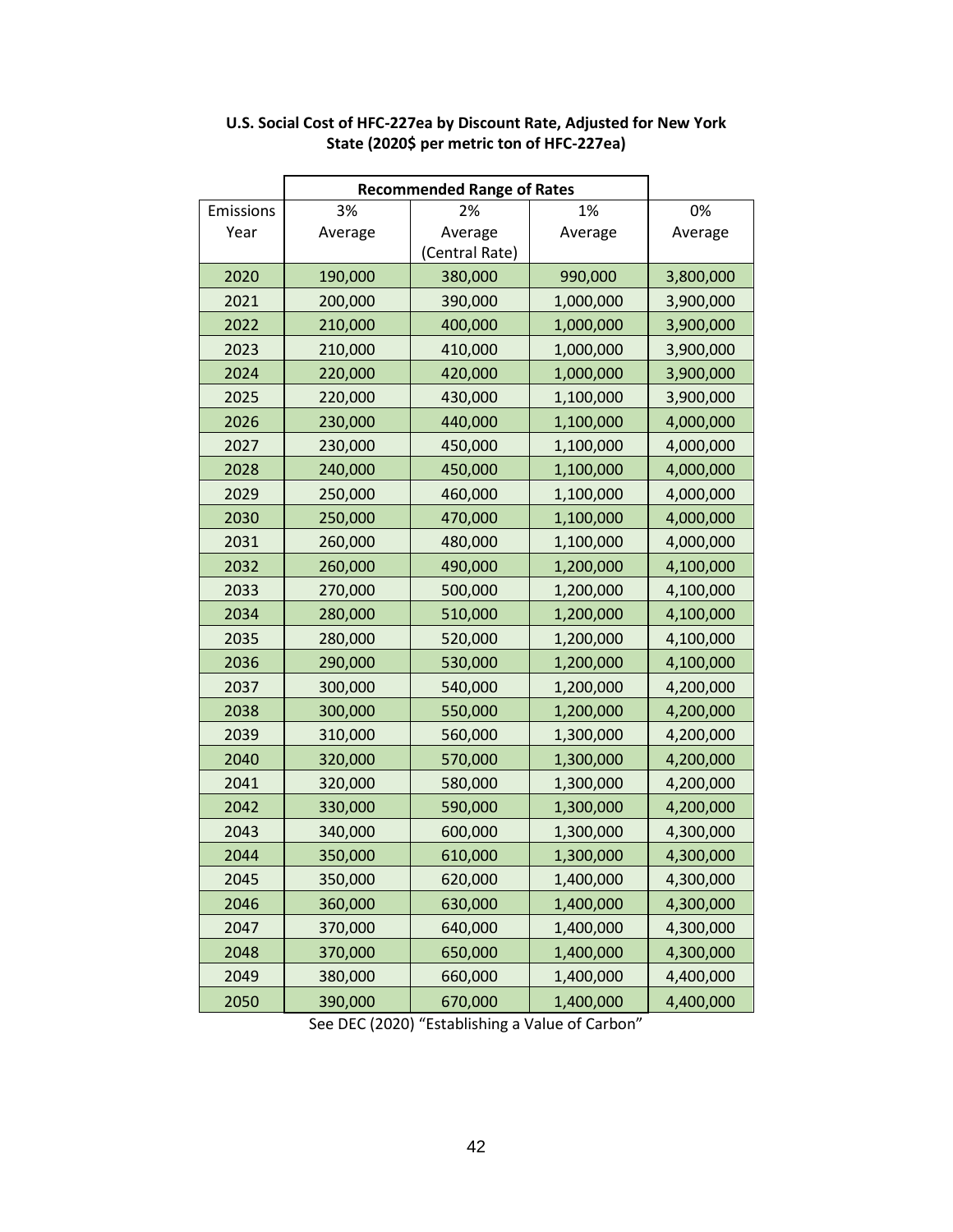**U.S. Social Cost of HFC-227ea by Discount Rate, Adjusted for New York State (2020$ per metric ton of HFC-227ea)**

| | Recommended Range of Rates | | | |
|---|---|---|---|---|
| Emissions Year | 3% Average | 2% Average (Central Rate) | 1% Average | 0% Average |
| 2020 | 190,000 | 380,000 | 990,000 | 3,800,000 |
| 2021 | 200,000 | 390,000 | 1,000,000 | 3,900,000 |
| 2022 | 210,000 | 400,000 | 1,000,000 | 3,900,000 |
| 2023 | 210,000 | 410,000 | 1,000,000 | 3,900,000 |
| 2024 | 220,000 | 420,000 | 1,000,000 | 3,900,000 |
| 2025 | 220,000 | 430,000 | 1,100,000 | 3,900,000 |
| 2026 | 230,000 | 440,000 | 1,100,000 | 4,000,000 |
| 2027 | 230,000 | 450,000 | 1,100,000 | 4,000,000 |
| 2028 | 240,000 | 450,000 | 1,100,000 | 4,000,000 |
| 2029 | 250,000 | 460,000 | 1,100,000 | 4,000,000 |
| 2030 | 250,000 | 470,000 | 1,100,000 | 4,000,000 |
| 2031 | 260,000 | 480,000 | 1,100,000 | 4,000,000 |
| 2032 | 260,000 | 490,000 | 1,200,000 | 4,100,000 |
| 2033 | 270,000 | 500,000 | 1,200,000 | 4,100,000 |
| 2034 | 280,000 | 510,000 | 1,200,000 | 4,100,000 |
| 2035 | 280,000 | 520,000 | 1,200,000 | 4,100,000 |
| 2036 | 290,000 | 530,000 | 1,200,000 | 4,100,000 |
| 2037 | 300,000 | 540,000 | 1,200,000 | 4,200,000 |
| 2038 | 300,000 | 550,000 | 1,200,000 | 4,200,000 |
| 2039 | 310,000 | 560,000 | 1,300,000 | 4,200,000 |
| 2040 | 320,000 | 570,000 | 1,300,000 | 4,200,000 |
| 2041 | 320,000 | 580,000 | 1,300,000 | 4,200,000 |
| 2042 | 330,000 | 590,000 | 1,300,000 | 4,200,000 |
| 2043 | 340,000 | 600,000 | 1,300,000 | 4,300,000 |
| 2044 | 350,000 | 610,000 | 1,300,000 | 4,300,000 |
| 2045 | 350,000 | 620,000 | 1,400,000 | 4,300,000 |
| 2046 | 360,000 | 630,000 | 1,400,000 | 4,300,000 |
| 2047 | 370,000 | 640,000 | 1,400,000 | 4,300,000 |
| 2048 | 370,000 | 650,000 | 1,400,000 | 4,300,000 |
| 2049 | 380,000 | 660,000 | 1,400,000 | 4,400,000 |
| 2050 | 390,000 | 670,000 | 1,400,000 | 4,400,000 |

See DEC (2020) "Establishing a Value of Carbon"